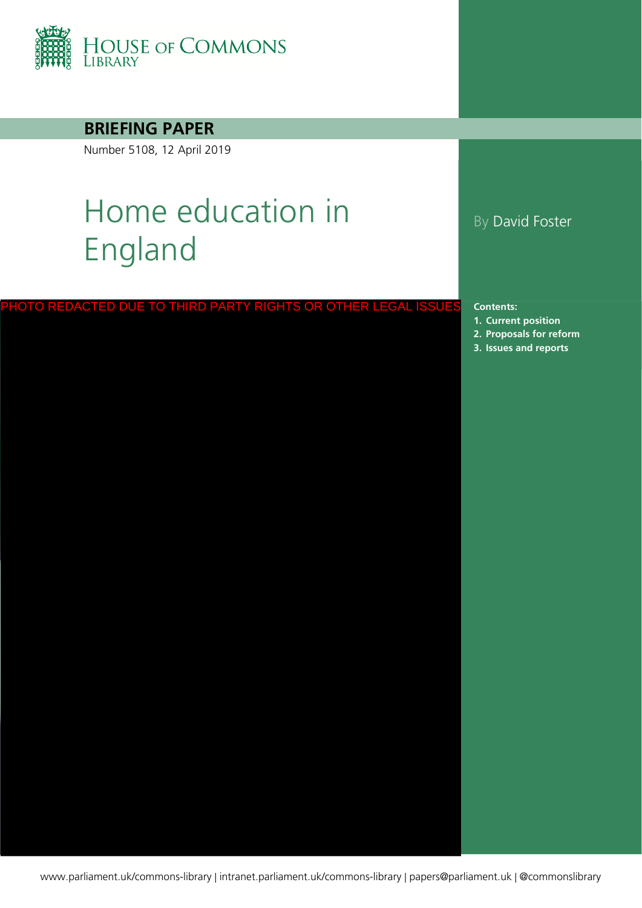HOUSE OF COMMONS LIBRARY

**BRIEFING PAPER**

Number 5108, 12 April 2019

# Home education in England

By David Foster

PHOTO REDACTED DUE TO THIRD PARTY RIGHTS OR OTHER LEGAL ISSUES

**Contents:**

1. **Current position**
2. **Proposals for reform**
3. **Issues and reports**

www.parliament.uk/commons-library | intranet.parliament.uk/commons-library | papers@parliament.uk | @commonslibrary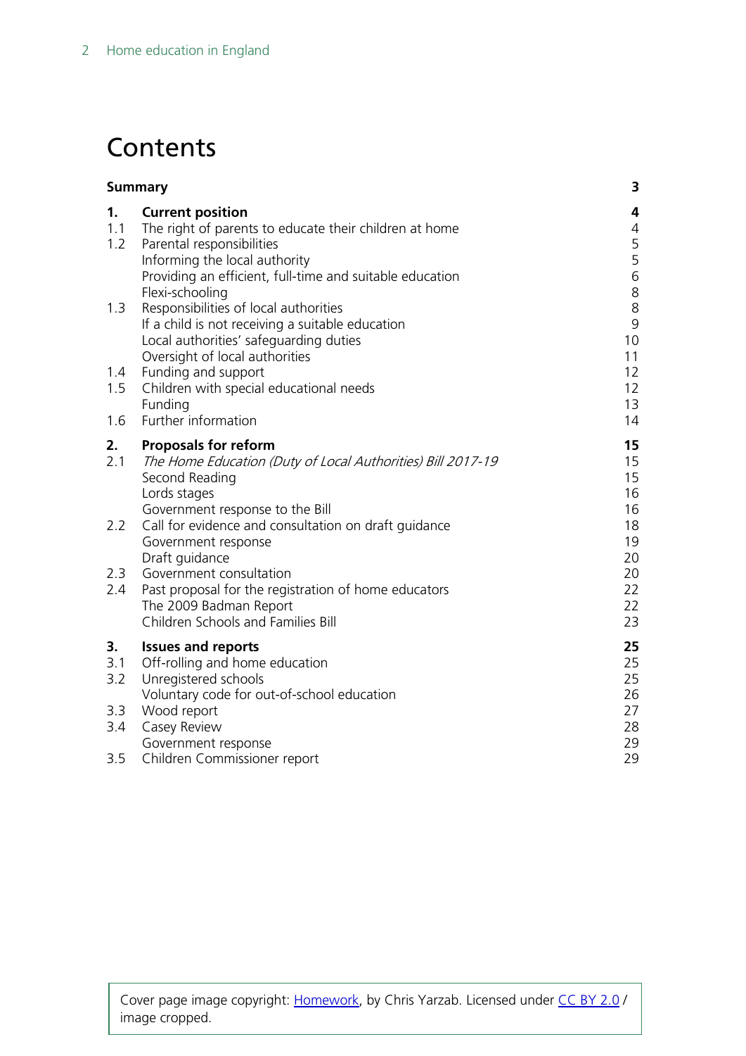# Contents

| | | |
|---|---|---|
| **Summary** | | **3** |
| **1.** | **Current position** | **4** |
| 1.1 | The right of parents to educate their children at home | 4 |
| 1.2 | Parental responsibilities | 5 |
| | Informing the local authority | 5 |
| | Providing an efficient, full-time and suitable education | 6 |
| | Flexi-schooling | 8 |
| 1.3 | Responsibilities of local authorities | 8 |
| | If a child is not receiving a suitable education | 9 |
| | Local authorities' safeguarding duties | 10 |
| | Oversight of local authorities | 11 |
| 1.4 | Funding and support | 12 |
| 1.5 | Children with special educational needs | 12 |
| | Funding | 13 |
| 1.6 | Further information | 14 |
| **2.** | **Proposals for reform** | **15** |
| 2.1 | *The Home Education (Duty of Local Authorities) Bill 2017-19* | 15 |
| | Second Reading | 15 |
| | Lords stages | 16 |
| | Government response to the Bill | 16 |
| 2.2 | Call for evidence and consultation on draft guidance | 18 |
| | Government response | 19 |
| | Draft guidance | 20 |
| 2.3 | Government consultation | 20 |
| 2.4 | Past proposal for the registration of home educators | 22 |
| | The 2009 Badman Report | 22 |
| | Children Schools and Families Bill | 23 |
| **3.** | **Issues and reports** | **25** |
| 3.1 | Off-rolling and home education | 25 |
| 3.2 | Unregistered schools | 25 |
| | Voluntary code for out-of-school education | 26 |
| 3.3 | Wood report | 27 |
| 3.4 | Casey Review | 28 |
| | Government response | 29 |
| 3.5 | Children Commissioner report | 29 |

Cover page image copyright: Homework, by Chris Yarzab. Licensed under CC BY 2.0 / image cropped.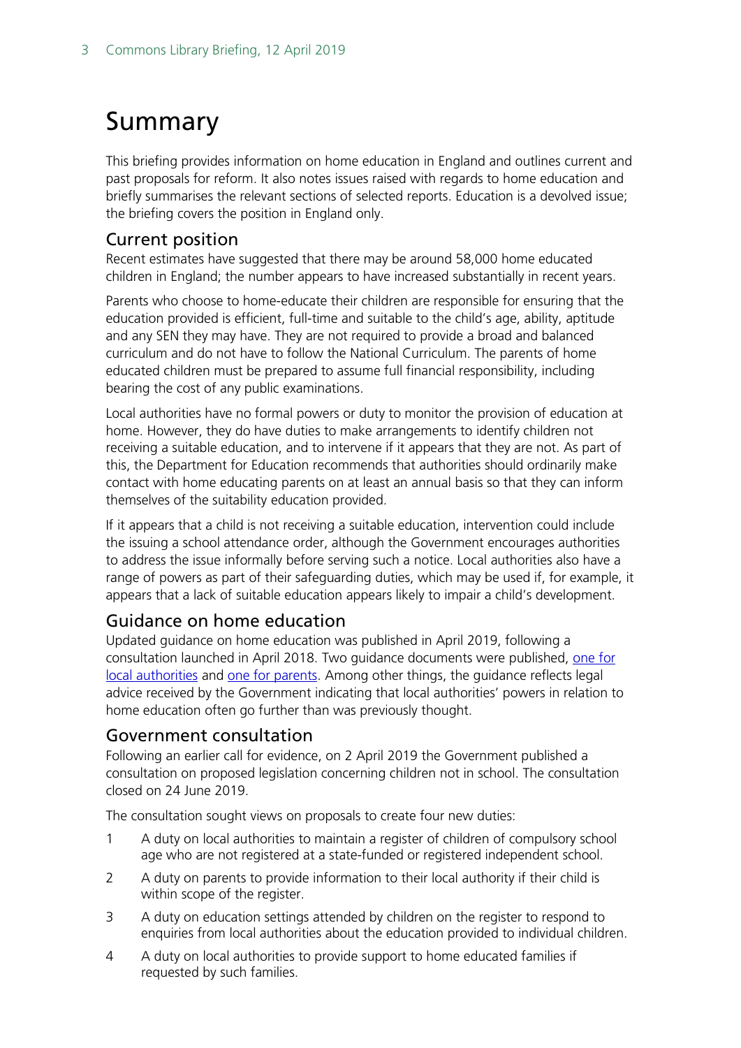# Summary

This briefing provides information on home education in England and outlines current and past proposals for reform. It also notes issues raised with regards to home education and briefly summarises the relevant sections of selected reports. Education is a devolved issue; the briefing covers the position in England only.

## Current position

Recent estimates have suggested that there may be around 58,000 home educated children in England; the number appears to have increased substantially in recent years.

Parents who choose to home-educate their children are responsible for ensuring that the education provided is efficient, full-time and suitable to the child's age, ability, aptitude and any SEN they may have. They are not required to provide a broad and balanced curriculum and do not have to follow the National Curriculum. The parents of home educated children must be prepared to assume full financial responsibility, including bearing the cost of any public examinations.

Local authorities have no formal powers or duty to monitor the provision of education at home. However, they do have duties to make arrangements to identify children not receiving a suitable education, and to intervene if it appears that they are not. As part of this, the Department for Education recommends that authorities should ordinarily make contact with home educating parents on at least an annual basis so that they can inform themselves of the suitability education provided.

If it appears that a child is not receiving a suitable education, intervention could include the issuing a school attendance order, although the Government encourages authorities to address the issue informally before serving such a notice. Local authorities also have a range of powers as part of their safeguarding duties, which may be used if, for example, it appears that a lack of suitable education appears likely to impair a child's development.

## Guidance on home education

Updated guidance on home education was published in April 2019, following a consultation launched in April 2018. Two guidance documents were published, [one for local authorities] and [one for parents]. Among other things, the guidance reflects legal advice received by the Government indicating that local authorities' powers in relation to home education often go further than was previously thought.

## Government consultation

Following an earlier call for evidence, on 2 April 2019 the Government published a consultation on proposed legislation concerning children not in school. The consultation closed on 24 June 2019.

The consultation sought views on proposals to create four new duties:

1. A duty on local authorities to maintain a register of children of compulsory school age who are not registered at a state-funded or registered independent school.
2. A duty on parents to provide information to their local authority if their child is within scope of the register.
3. A duty on education settings attended by children on the register to respond to enquiries from local authorities about the education provided to individual children.
4. A duty on local authorities to provide support to home educated families if requested by such families.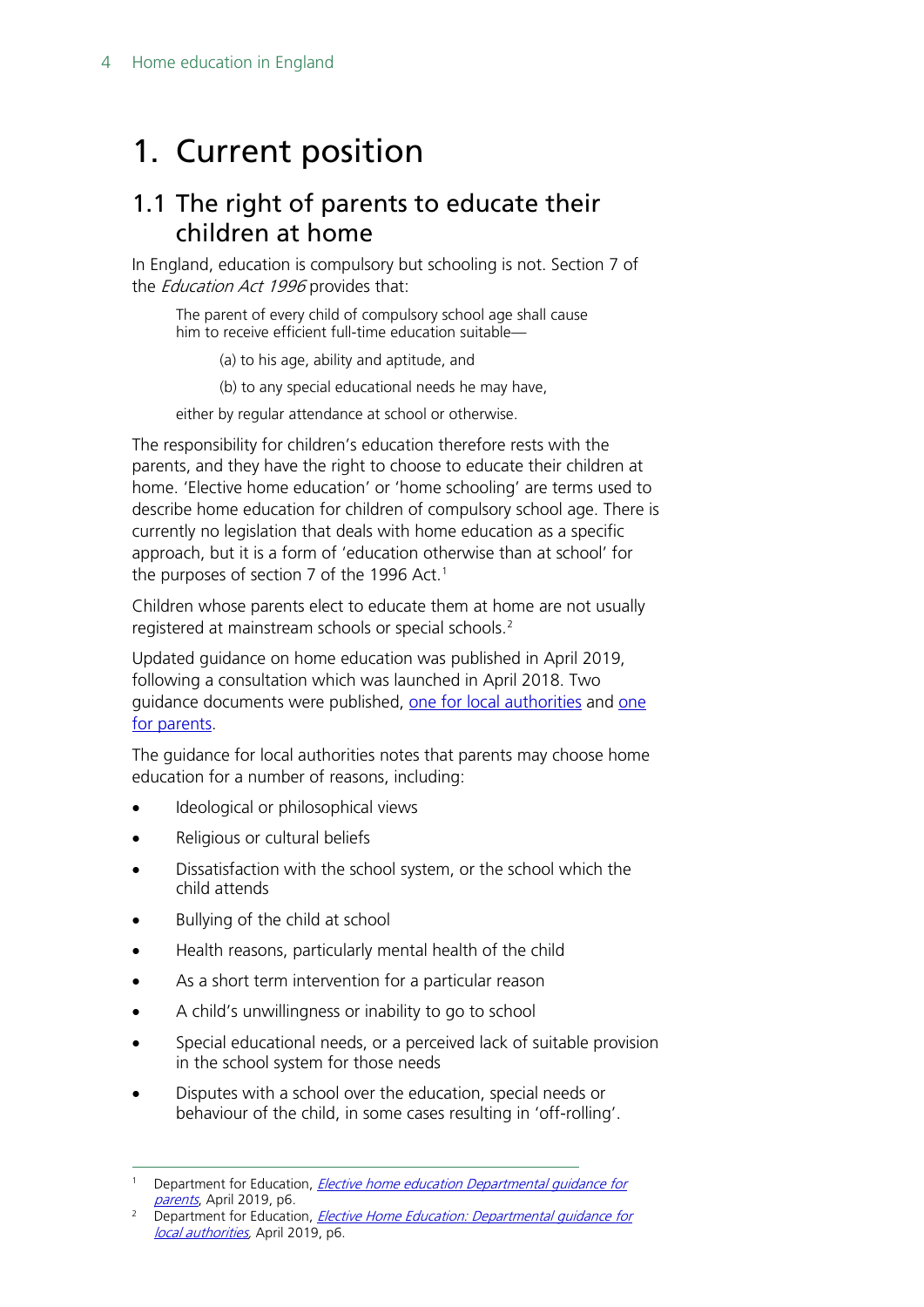# 1. Current position

## 1.1 The right of parents to educate their children at home

In England, education is compulsory but schooling is not. Section 7 of the *Education Act 1996* provides that:

> The parent of every child of compulsory school age shall cause him to receive efficient full-time education suitable—
>
> (a) to his age, ability and aptitude, and
>
> (b) to any special educational needs he may have,
>
> either by regular attendance at school or otherwise.

The responsibility for children's education therefore rests with the parents, and they have the right to choose to educate their children at home. 'Elective home education' or 'home schooling' are terms used to describe home education for children of compulsory school age. There is currently no legislation that deals with home education as a specific approach, but it is a form of 'education otherwise than at school' for the purposes of section 7 of the 1996 Act.[1]

Children whose parents elect to educate them at home are not usually registered at mainstream schools or special schools.[2]

Updated guidance on home education was published in April 2019, following a consultation which was launched in April 2018. Two guidance documents were published, one for local authorities and one for parents.

The guidance for local authorities notes that parents may choose home education for a number of reasons, including:

- Ideological or philosophical views
- Religious or cultural beliefs
- Dissatisfaction with the school system, or the school which the child attends
- Bullying of the child at school
- Health reasons, particularly mental health of the child
- As a short term intervention for a particular reason
- A child's unwillingness or inability to go to school
- Special educational needs, or a perceived lack of suitable provision in the school system for those needs
- Disputes with a school over the education, special needs or behaviour of the child, in some cases resulting in 'off-rolling'.

---

[1] Department for Education, *Elective home education Departmental guidance for parents*, April 2019, p6.

[2] Department for Education, *Elective Home Education: Departmental guidance for local authorities*, April 2019, p6.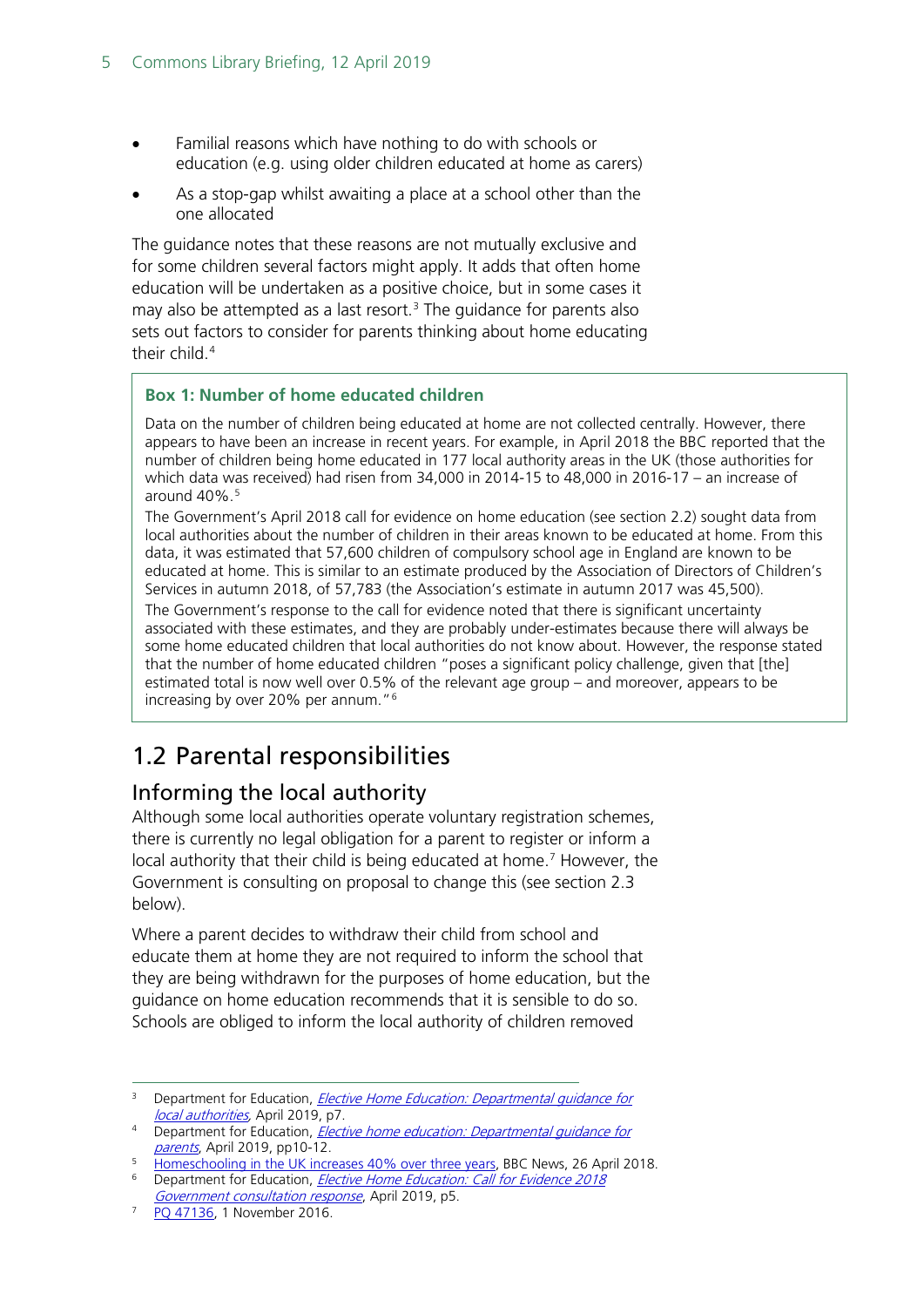- Familial reasons which have nothing to do with schools or education (e.g. using older children educated at home as carers)
- As a stop-gap whilst awaiting a place at a school other than the one allocated

The guidance notes that these reasons are not mutually exclusive and for some children several factors might apply. It adds that often home education will be undertaken as a positive choice, but in some cases it may also be attempted as a last resort.[3] The guidance for parents also sets out factors to consider for parents thinking about home educating their child.[4]

> **Box 1: Number of home educated children**
>
> Data on the number of children being educated at home are not collected centrally. However, there appears to have been an increase in recent years. For example, in April 2018 the BBC reported that the number of children being home educated in 177 local authority areas in the UK (those authorities for which data was received) had risen from 34,000 in 2014-15 to 48,000 in 2016-17 – an increase of around 40%.[5]
>
> The Government's April 2018 call for evidence on home education (see section 2.2) sought data from local authorities about the number of children in their areas known to be educated at home. From this data, it was estimated that 57,600 children of compulsory school age in England are known to be educated at home. This is similar to an estimate produced by the Association of Directors of Children's Services in autumn 2018, of 57,783 (the Association's estimate in autumn 2017 was 45,500).
>
> The Government's response to the call for evidence noted that there is significant uncertainty associated with these estimates, and they are probably under-estimates because there will always be some home educated children that local authorities do not know about. However, the response stated that the number of home educated children "poses a significant policy challenge, given that [the] estimated total is now well over 0.5% of the relevant age group – and moreover, appears to be increasing by over 20% per annum."[6]

## 1.2 Parental responsibilities

### Informing the local authority

Although some local authorities operate voluntary registration schemes, there is currently no legal obligation for a parent to register or inform a local authority that their child is being educated at home.[7] However, the Government is consulting on proposal to change this (see section 2.3 below).

Where a parent decides to withdraw their child from school and educate them at home they are not required to inform the school that they are being withdrawn for the purposes of home education, but the guidance on home education recommends that it is sensible to do so. Schools are obliged to inform the local authority of children removed

---

[3] Department for Education, *Elective Home Education: Departmental guidance for local authorities*, April 2019, p7.

[4] Department for Education, *Elective home education: Departmental guidance for parents*, April 2019, pp10-12.

[5] Homeschooling in the UK increases 40% over three years, BBC News, 26 April 2018.

[6] Department for Education, *Elective Home Education: Call for Evidence 2018 Government consultation response*, April 2019, p5.

[7] PQ 47136, 1 November 2016.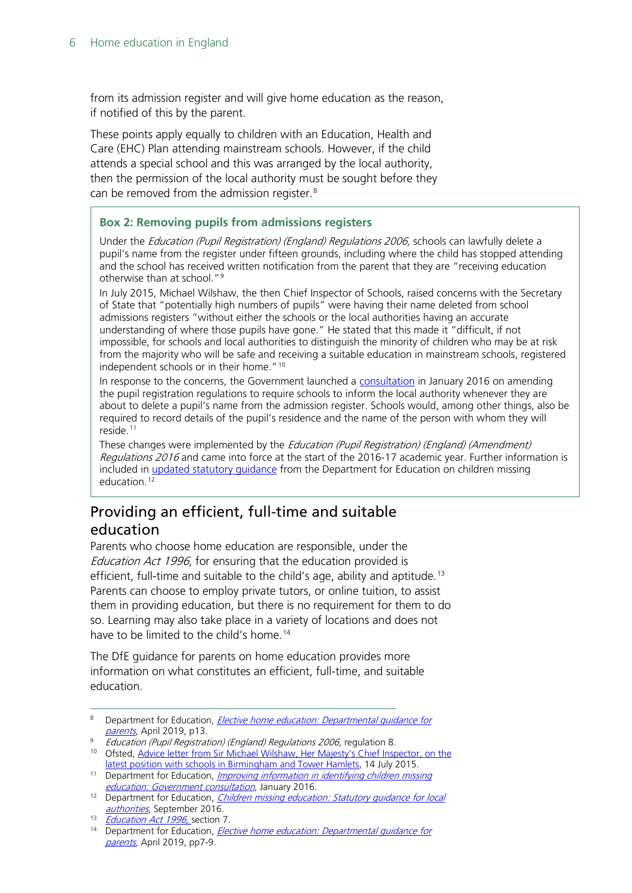from its admission register and will give home education as the reason, if notified of this by the parent.

These points apply equally to children with an Education, Health and Care (EHC) Plan attending mainstream schools. However, if the child attends a special school and this was arranged by the local authority, then the permission of the local authority must be sought before they can be removed from the admission register.[8]

> **Box 2: Removing pupils from admissions registers**
>
> Under the *Education (Pupil Registration) (England) Regulations 2006*, schools can lawfully delete a pupil's name from the register under fifteen grounds, including where the child has stopped attending and the school has received written notification from the parent that they are "receiving education otherwise than at school."[9]
>
> In July 2015, Michael Wilshaw, the then Chief Inspector of Schools, raised concerns with the Secretary of State that "potentially high numbers of pupils" were having their name deleted from school admissions registers "without either the schools or the local authorities having an accurate understanding of where those pupils have gone." He stated that this made it "difficult, if not impossible, for schools and local authorities to distinguish the minority of children who may be at risk from the majority who will be safe and receiving a suitable education in mainstream schools, registered independent schools or in their home."[10]
>
> In response to the concerns, the Government launched a consultation in January 2016 on amending the pupil registration regulations to require schools to inform the local authority whenever they are about to delete a pupil's name from the admission register. Schools would, among other things, also be required to record details of the pupil's residence and the name of the person with whom they will reside.[11]
>
> These changes were implemented by the *Education (Pupil Registration) (England) (Amendment) Regulations 2016* and came into force at the start of the 2016-17 academic year. Further information is included in updated statutory guidance from the Department for Education on children missing education.[12]

## Providing an efficient, full-time and suitable education

Parents who choose home education are responsible, under the *Education Act 1996*, for ensuring that the education provided is efficient, full-time and suitable to the child's age, ability and aptitude.[13] Parents can choose to employ private tutors, or online tuition, to assist them in providing education, but there is no requirement for them to do so. Learning may also take place in a variety of locations and does not have to be limited to the child's home.[14]

The DfE guidance for parents on home education provides more information on what constitutes an efficient, full-time, and suitable education.

---

[8] Department for Education, *Elective home education: Departmental guidance for parents*, April 2019, p13.

[9] *Education (Pupil Registration) (England) Regulations 2006*, regulation 8.

[10] Ofsted, Advice letter from Sir Michael Wilshaw, Her Majesty's Chief Inspector, on the latest position with schools in Birmingham and Tower Hamlets, 14 July 2015.

[11] Department for Education, *Improving information in identifying children missing education: Government consultation*, January 2016.

[12] Department for Education, *Children missing education: Statutory guidance for local authorities*, September 2016.

[13] *Education Act 1996*, section 7.

[14] Department for Education, *Elective home education: Departmental guidance for parents*, April 2019, pp7-9.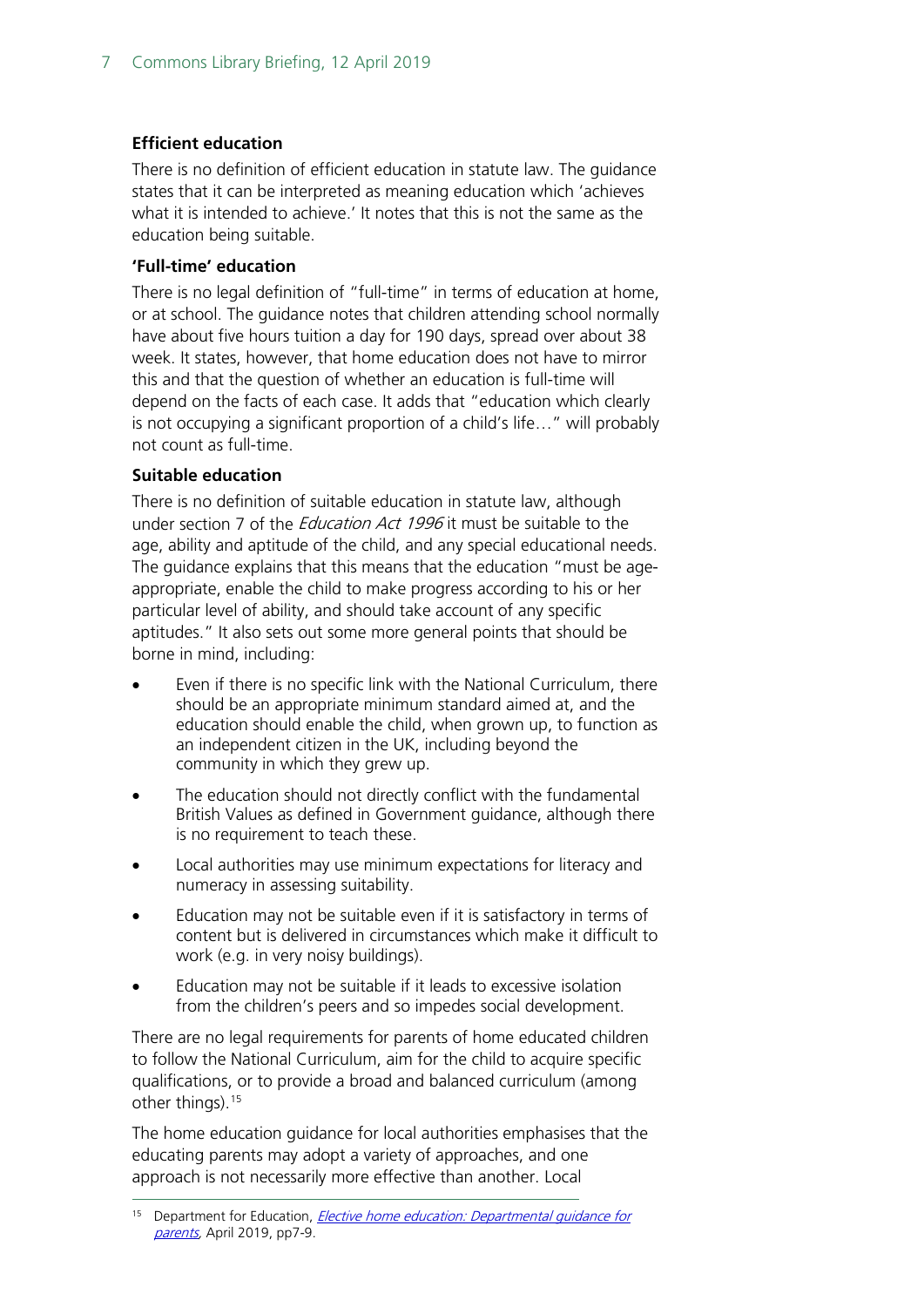**Efficient education**

There is no definition of efficient education in statute law. The guidance states that it can be interpreted as meaning education which 'achieves what it is intended to achieve.' It notes that this is not the same as the education being suitable.

**'Full-time' education**

There is no legal definition of "full-time" in terms of education at home, or at school. The guidance notes that children attending school normally have about five hours tuition a day for 190 days, spread over about 38 week. It states, however, that home education does not have to mirror this and that the question of whether an education is full-time will depend on the facts of each case. It adds that "education which clearly is not occupying a significant proportion of a child's life…" will probably not count as full-time.

**Suitable education**

There is no definition of suitable education in statute law, although under section 7 of the *Education Act 1996* it must be suitable to the age, ability and aptitude of the child, and any special educational needs. The guidance explains that this means that the education "must be age-appropriate, enable the child to make progress according to his or her particular level of ability, and should take account of any specific aptitudes." It also sets out some more general points that should be borne in mind, including:

- Even if there is no specific link with the National Curriculum, there should be an appropriate minimum standard aimed at, and the education should enable the child, when grown up, to function as an independent citizen in the UK, including beyond the community in which they grew up.
- The education should not directly conflict with the fundamental British Values as defined in Government guidance, although there is no requirement to teach these.
- Local authorities may use minimum expectations for literacy and numeracy in assessing suitability.
- Education may not be suitable even if it is satisfactory in terms of content but is delivered in circumstances which make it difficult to work (e.g. in very noisy buildings).
- Education may not be suitable if it leads to excessive isolation from the children's peers and so impedes social development.

There are no legal requirements for parents of home educated children to follow the National Curriculum, aim for the child to acquire specific qualifications, or to provide a broad and balanced curriculum (among other things).[15]

The home education guidance for local authorities emphasises that the educating parents may adopt a variety of approaches, and one approach is not necessarily more effective than another. Local

[15] Department for Education, *Elective home education: Departmental guidance for parents*, April 2019, pp7-9.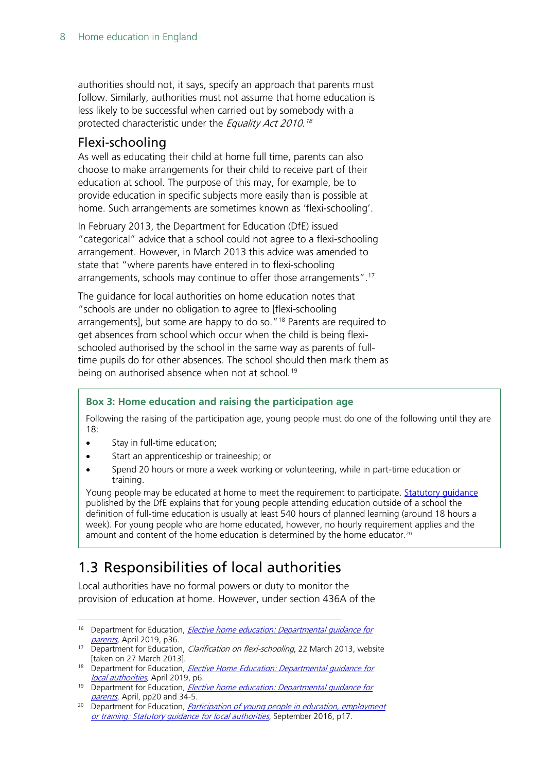authorities should not, it says, specify an approach that parents must follow. Similarly, authorities must not assume that home education is less likely to be successful when carried out by somebody with a protected characteristic under the *Equality Act 2010*.[16]

## Flexi-schooling

As well as educating their child at home full time, parents can also choose to make arrangements for their child to receive part of their education at school. The purpose of this may, for example, be to provide education in specific subjects more easily than is possible at home. Such arrangements are sometimes known as 'flexi-schooling'.

In February 2013, the Department for Education (DfE) issued "categorical" advice that a school could not agree to a flexi-schooling arrangement. However, in March 2013 this advice was amended to state that "where parents have entered in to flexi-schooling arrangements, schools may continue to offer those arrangements".[17]

The guidance for local authorities on home education notes that "schools are under no obligation to agree to [flexi-schooling arrangements], but some are happy to do so."[18] Parents are required to get absences from school which occur when the child is being flexi-schooled authorised by the school in the same way as parents of full-time pupils do for other absences. The school should then mark them as being on authorised absence when not at school.[19]

> **Box 3: Home education and raising the participation age**
>
> Following the raising of the participation age, young people must do one of the following until they are 18:
>
> - Stay in full-time education;
> - Start an apprenticeship or traineeship; or
> - Spend 20 hours or more a week working or volunteering, while in part-time education or training.
>
> Young people may be educated at home to meet the requirement to participate. Statutory guidance published by the DfE explains that for young people attending education outside of a school the definition of full-time education is usually at least 540 hours of planned learning (around 18 hours a week). For young people who are home educated, however, no hourly requirement applies and the amount and content of the home education is determined by the home educator.[20]

# 1.3 Responsibilities of local authorities

Local authorities have no formal powers or duty to monitor the provision of education at home. However, under section 436A of the

---

[16] Department for Education, *Elective home education: Departmental guidance for parents*, April 2019, p36.

[17] Department for Education, *Clarification on flexi-schooling*, 22 March 2013, website [taken on 27 March 2013].

[18] Department for Education, *Elective Home Education: Departmental guidance for local authorities*, April 2019, p6.

[19] Department for Education, *Elective home education: Departmental guidance for parents*, April, pp20 and 34-5.

[20] Department for Education, *Participation of young people in education, employment or training: Statutory guidance for local authorities*, September 2016, p17.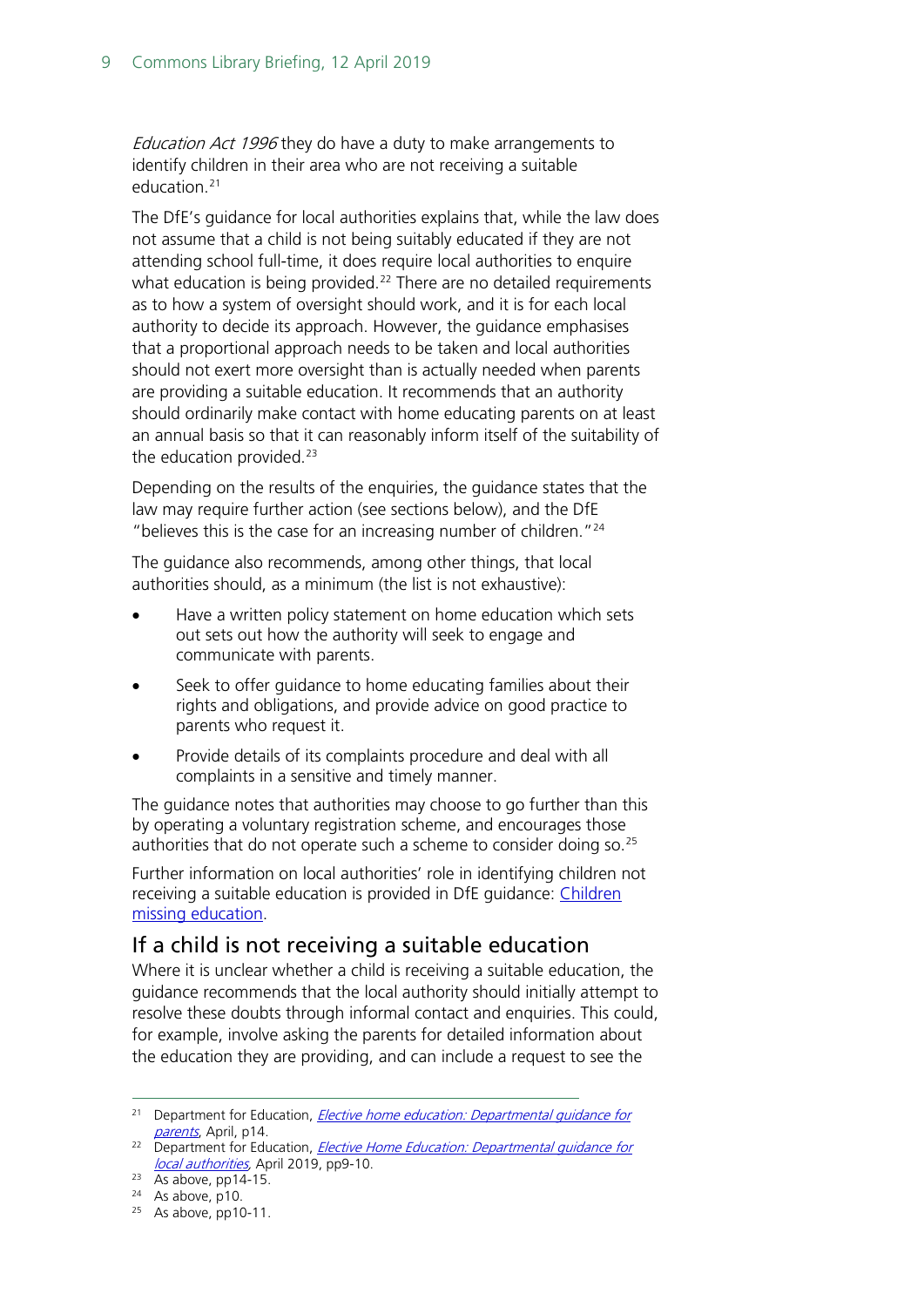*Education Act 1996* they do have a duty to make arrangements to identify children in their area who are not receiving a suitable education.[21]

The DfE's guidance for local authorities explains that, while the law does not assume that a child is not being suitably educated if they are not attending school full-time, it does require local authorities to enquire what education is being provided.[22] There are no detailed requirements as to how a system of oversight should work, and it is for each local authority to decide its approach. However, the guidance emphasises that a proportional approach needs to be taken and local authorities should not exert more oversight than is actually needed when parents are providing a suitable education. It recommends that an authority should ordinarily make contact with home educating parents on at least an annual basis so that it can reasonably inform itself of the suitability of the education provided.[23]

Depending on the results of the enquiries, the guidance states that the law may require further action (see sections below), and the DfE "believes this is the case for an increasing number of children."[24]

The guidance also recommends, among other things, that local authorities should, as a minimum (the list is not exhaustive):

- Have a written policy statement on home education which sets out sets out how the authority will seek to engage and communicate with parents.
- Seek to offer guidance to home educating families about their rights and obligations, and provide advice on good practice to parents who request it.
- Provide details of its complaints procedure and deal with all complaints in a sensitive and timely manner.

The guidance notes that authorities may choose to go further than this by operating a voluntary registration scheme, and encourages those authorities that do not operate such a scheme to consider doing so.[25]

Further information on local authorities' role in identifying children not receiving a suitable education is provided in DfE guidance: Children missing education.

## If a child is not receiving a suitable education

Where it is unclear whether a child is receiving a suitable education, the guidance recommends that the local authority should initially attempt to resolve these doubts through informal contact and enquiries. This could, for example, involve asking the parents for detailed information about the education they are providing, and can include a request to see the

---

[21] Department for Education, *Elective home education: Departmental guidance for parents*, April, p14.

[22] Department for Education, *Elective Home Education: Departmental guidance for local authorities*, April 2019, pp9-10.

[23] As above, pp14-15.

[24] As above, p10.

[25] As above, pp10-11.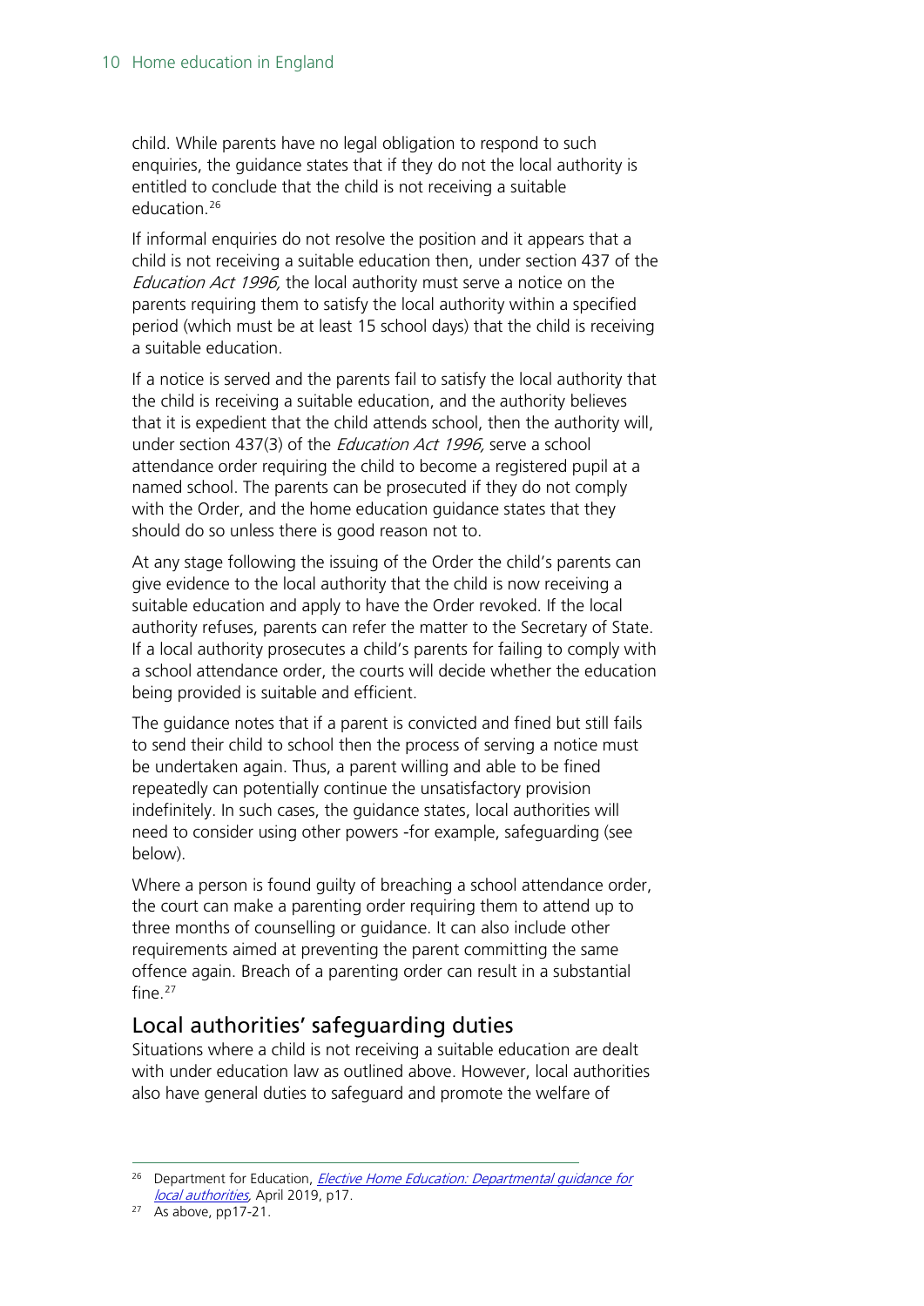child. While parents have no legal obligation to respond to such enquiries, the guidance states that if they do not the local authority is entitled to conclude that the child is not receiving a suitable education.[26]

If informal enquiries do not resolve the position and it appears that a child is not receiving a suitable education then, under section 437 of the *Education Act 1996,* the local authority must serve a notice on the parents requiring them to satisfy the local authority within a specified period (which must be at least 15 school days) that the child is receiving a suitable education.

If a notice is served and the parents fail to satisfy the local authority that the child is receiving a suitable education, and the authority believes that it is expedient that the child attends school, then the authority will, under section 437(3) of the *Education Act 1996,* serve a school attendance order requiring the child to become a registered pupil at a named school. The parents can be prosecuted if they do not comply with the Order, and the home education guidance states that they should do so unless there is good reason not to.

At any stage following the issuing of the Order the child's parents can give evidence to the local authority that the child is now receiving a suitable education and apply to have the Order revoked. If the local authority refuses, parents can refer the matter to the Secretary of State. If a local authority prosecutes a child's parents for failing to comply with a school attendance order, the courts will decide whether the education being provided is suitable and efficient.

The guidance notes that if a parent is convicted and fined but still fails to send their child to school then the process of serving a notice must be undertaken again. Thus, a parent willing and able to be fined repeatedly can potentially continue the unsatisfactory provision indefinitely. In such cases, the guidance states, local authorities will need to consider using other powers -for example, safeguarding (see below).

Where a person is found guilty of breaching a school attendance order, the court can make a parenting order requiring them to attend up to three months of counselling or guidance. It can also include other requirements aimed at preventing the parent committing the same offence again. Breach of a parenting order can result in a substantial fine.[27]

## Local authorities' safeguarding duties

Situations where a child is not receiving a suitable education are dealt with under education law as outlined above. However, local authorities also have general duties to safeguard and promote the welfare of

---

[26] Department for Education, *Elective Home Education: Departmental guidance for local authorities*, April 2019, p17.

[27] As above, pp17-21.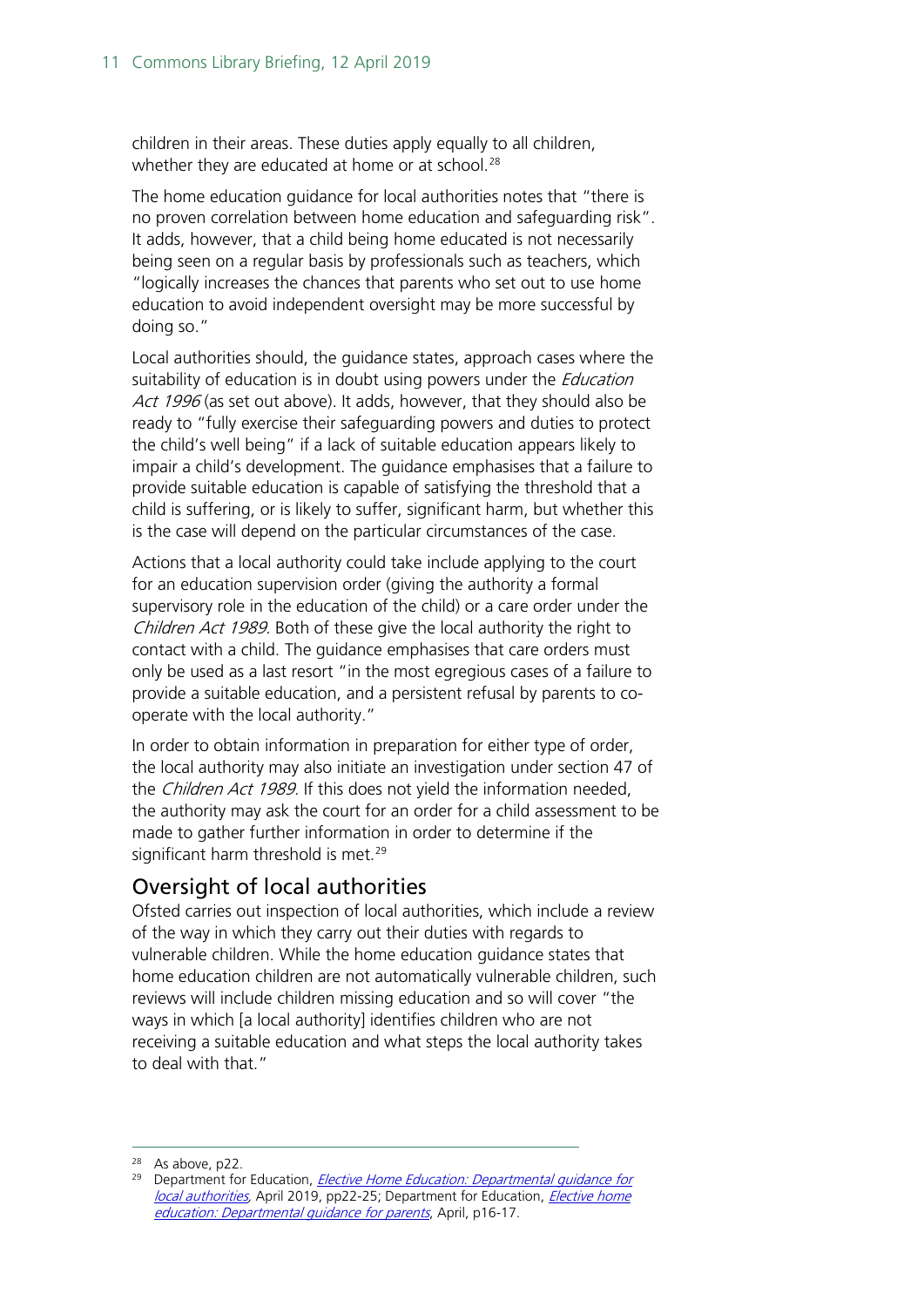children in their areas. These duties apply equally to all children, whether they are educated at home or at school.[28]

The home education guidance for local authorities notes that "there is no proven correlation between home education and safeguarding risk". It adds, however, that a child being home educated is not necessarily being seen on a regular basis by professionals such as teachers, which "logically increases the chances that parents who set out to use home education to avoid independent oversight may be more successful by doing so."

Local authorities should, the guidance states, approach cases where the suitability of education is in doubt using powers under the *Education Act 1996* (as set out above). It adds, however, that they should also be ready to "fully exercise their safeguarding powers and duties to protect the child's well being" if a lack of suitable education appears likely to impair a child's development. The guidance emphasises that a failure to provide suitable education is capable of satisfying the threshold that a child is suffering, or is likely to suffer, significant harm, but whether this is the case will depend on the particular circumstances of the case.

Actions that a local authority could take include applying to the court for an education supervision order (giving the authority a formal supervisory role in the education of the child) or a care order under the *Children Act 1989*. Both of these give the local authority the right to contact with a child. The guidance emphasises that care orders must only be used as a last resort "in the most egregious cases of a failure to provide a suitable education, and a persistent refusal by parents to co-operate with the local authority."

In order to obtain information in preparation for either type of order, the local authority may also initiate an investigation under section 47 of the *Children Act 1989*. If this does not yield the information needed, the authority may ask the court for an order for a child assessment to be made to gather further information in order to determine if the significant harm threshold is met.[29]

## Oversight of local authorities

Ofsted carries out inspection of local authorities, which include a review of the way in which they carry out their duties with regards to vulnerable children. While the home education guidance states that home education children are not automatically vulnerable children, such reviews will include children missing education and so will cover "the ways in which [a local authority] identifies children who are not receiving a suitable education and what steps the local authority takes to deal with that."

---

[28] As above, p22.

[29] Department for Education, *Elective Home Education: Departmental guidance for local authorities*, April 2019, pp22-25; Department for Education, *Elective home education: Departmental guidance for parents*, April, p16-17.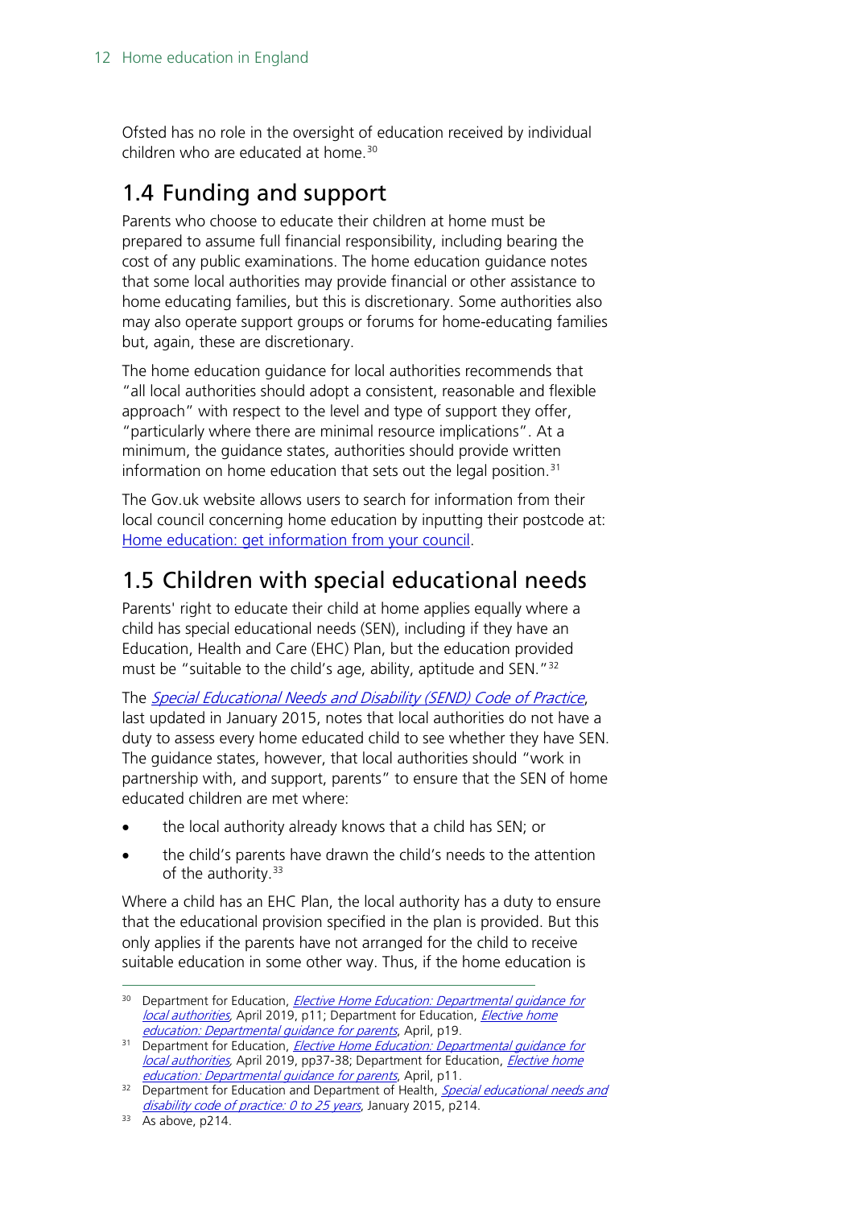Ofsted has no role in the oversight of education received by individual children who are educated at home.[30]

## 1.4 Funding and support

Parents who choose to educate their children at home must be prepared to assume full financial responsibility, including bearing the cost of any public examinations. The home education guidance notes that some local authorities may provide financial or other assistance to home educating families, but this is discretionary. Some authorities also may also operate support groups or forums for home-educating families but, again, these are discretionary.

The home education guidance for local authorities recommends that "all local authorities should adopt a consistent, reasonable and flexible approach" with respect to the level and type of support they offer, "particularly where there are minimal resource implications". At a minimum, the guidance states, authorities should provide written information on home education that sets out the legal position.[31]

The Gov.uk website allows users to search for information from their local council concerning home education by inputting their postcode at: [Home education: get information from your council](#).

## 1.5 Children with special educational needs

Parents' right to educate their child at home applies equally where a child has special educational needs (SEN), including if they have an Education, Health and Care (EHC) Plan, but the education provided must be "suitable to the child's age, ability, aptitude and SEN."[32]

The *Special Educational Needs and Disability (SEND) Code of Practice*, last updated in January 2015, notes that local authorities do not have a duty to assess every home educated child to see whether they have SEN. The guidance states, however, that local authorities should "work in partnership with, and support, parents" to ensure that the SEN of home educated children are met where:

- the local authority already knows that a child has SEN; or
- the child's parents have drawn the child's needs to the attention of the authority.[33]

Where a child has an EHC Plan, the local authority has a duty to ensure that the educational provision specified in the plan is provided. But this only applies if the parents have not arranged for the child to receive suitable education in some other way. Thus, if the home education is

---

[30] Department for Education, *Elective Home Education: Departmental guidance for local authorities*, April 2019, p11; Department for Education, *Elective home education: Departmental guidance for parents*, April, p19.

[31] Department for Education, *Elective Home Education: Departmental guidance for local authorities*, April 2019, pp37-38; Department for Education, *Elective home education: Departmental guidance for parents*, April, p11.

[32] Department for Education and Department of Health, *Special educational needs and disability code of practice: 0 to 25 years*, January 2015, p214.

[33] As above, p214.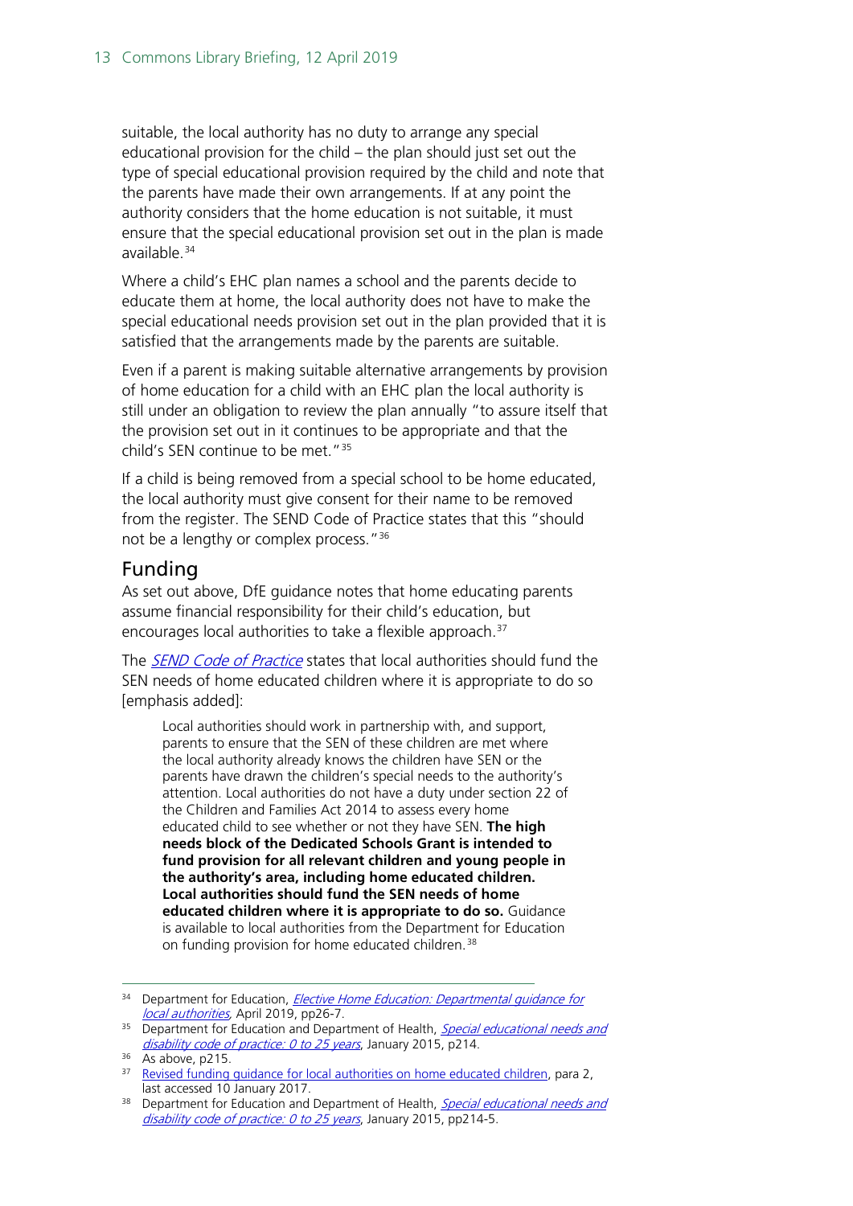suitable, the local authority has no duty to arrange any special educational provision for the child – the plan should just set out the type of special educational provision required by the child and note that the parents have made their own arrangements. If at any point the authority considers that the home education is not suitable, it must ensure that the special educational provision set out in the plan is made available.[34]

Where a child's EHC plan names a school and the parents decide to educate them at home, the local authority does not have to make the special educational needs provision set out in the plan provided that it is satisfied that the arrangements made by the parents are suitable.

Even if a parent is making suitable alternative arrangements by provision of home education for a child with an EHC plan the local authority is still under an obligation to review the plan annually "to assure itself that the provision set out in it continues to be appropriate and that the child's SEN continue to be met."[35]

If a child is being removed from a special school to be home educated, the local authority must give consent for their name to be removed from the register. The SEND Code of Practice states that this "should not be a lengthy or complex process."[36]

## Funding

As set out above, DfE guidance notes that home educating parents assume financial responsibility for their child's education, but encourages local authorities to take a flexible approach.[37]

The *SEND Code of Practice* states that local authorities should fund the SEN needs of home educated children where it is appropriate to do so [emphasis added]:

> Local authorities should work in partnership with, and support, parents to ensure that the SEN of these children are met where the local authority already knows the children have SEN or the parents have drawn the children's special needs to the authority's attention. Local authorities do not have a duty under section 22 of the Children and Families Act 2014 to assess every home educated child to see whether or not they have SEN. **The high needs block of the Dedicated Schools Grant is intended to fund provision for all relevant children and young people in the authority's area, including home educated children. Local authorities should fund the SEN needs of home educated children where it is appropriate to do so.** Guidance is available to local authorities from the Department for Education on funding provision for home educated children.[38]

---

[34] Department for Education, *Elective Home Education: Departmental guidance for local authorities*, April 2019, pp26-7.

[35] Department for Education and Department of Health, *Special educational needs and disability code of practice: 0 to 25 years*, January 2015, p214.

[36] As above, p215.

[37] Revised funding guidance for local authorities on home educated children, para 2, last accessed 10 January 2017.

[38] Department for Education and Department of Health, *Special educational needs and disability code of practice: 0 to 25 years*, January 2015, pp214-5.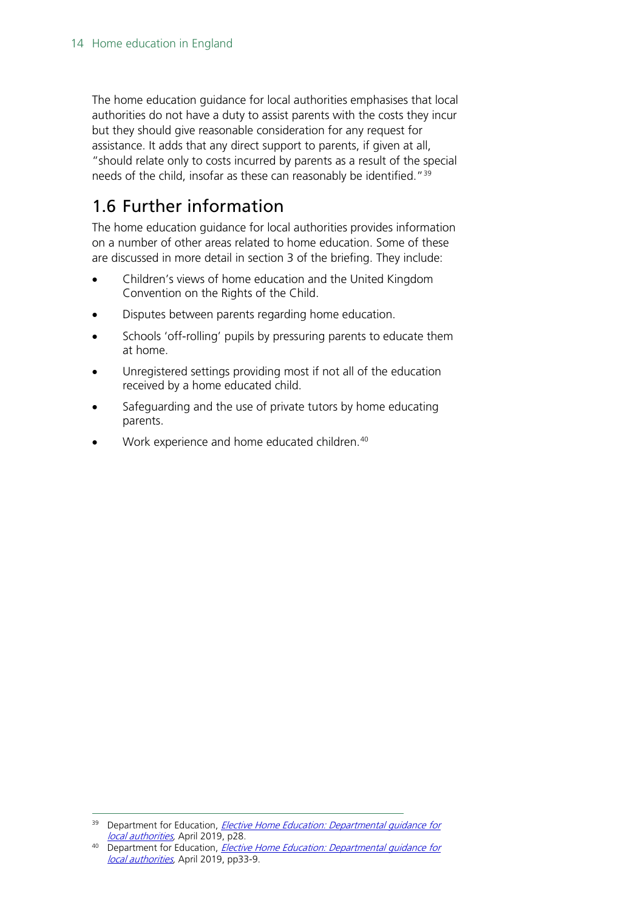The home education guidance for local authorities emphasises that local authorities do not have a duty to assist parents with the costs they incur but they should give reasonable consideration for any request for assistance. It adds that any direct support to parents, if given at all, "should relate only to costs incurred by parents as a result of the special needs of the child, insofar as these can reasonably be identified."[39]

## 1.6 Further information

The home education guidance for local authorities provides information on a number of other areas related to home education. Some of these are discussed in more detail in section 3 of the briefing. They include:

- Children's views of home education and the United Kingdom Convention on the Rights of the Child.
- Disputes between parents regarding home education.
- Schools 'off-rolling' pupils by pressuring parents to educate them at home.
- Unregistered settings providing most if not all of the education received by a home educated child.
- Safeguarding and the use of private tutors by home educating parents.
- Work experience and home educated children.[40]

---

[39] Department for Education, *Elective Home Education: Departmental guidance for local authorities*, April 2019, p28.

[40] Department for Education, *Elective Home Education: Departmental guidance for local authorities*, April 2019, pp33-9.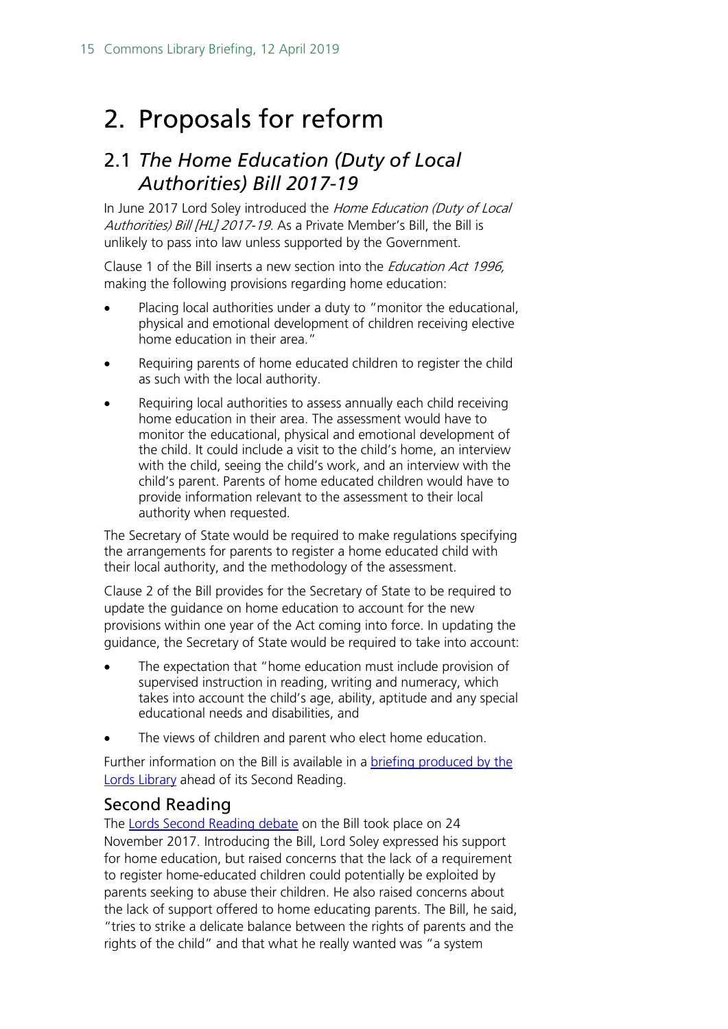# 2. Proposals for reform

## 2.1 *The Home Education (Duty of Local Authorities) Bill 2017-19*

In June 2017 Lord Soley introduced the *Home Education (Duty of Local Authorities) Bill [HL] 2017-19*. As a Private Member's Bill, the Bill is unlikely to pass into law unless supported by the Government.

Clause 1 of the Bill inserts a new section into the *Education Act 1996*, making the following provisions regarding home education:

- Placing local authorities under a duty to "monitor the educational, physical and emotional development of children receiving elective home education in their area."
- Requiring parents of home educated children to register the child as such with the local authority.
- Requiring local authorities to assess annually each child receiving home education in their area. The assessment would have to monitor the educational, physical and emotional development of the child. It could include a visit to the child's home, an interview with the child, seeing the child's work, and an interview with the child's parent. Parents of home educated children would have to provide information relevant to the assessment to their local authority when requested.

The Secretary of State would be required to make regulations specifying the arrangements for parents to register a home educated child with their local authority, and the methodology of the assessment.

Clause 2 of the Bill provides for the Secretary of State to be required to update the guidance on home education to account for the new provisions within one year of the Act coming into force. In updating the guidance, the Secretary of State would be required to take into account:

- The expectation that "home education must include provision of supervised instruction in reading, writing and numeracy, which takes into account the child's age, ability, aptitude and any special educational needs and disabilities, and
- The views of children and parent who elect home education.

Further information on the Bill is available in a briefing produced by the Lords Library ahead of its Second Reading.

### Second Reading

The Lords Second Reading debate on the Bill took place on 24 November 2017. Introducing the Bill, Lord Soley expressed his support for home education, but raised concerns that the lack of a requirement to register home-educated children could potentially be exploited by parents seeking to abuse their children. He also raised concerns about the lack of support offered to home educating parents. The Bill, he said, "tries to strike a delicate balance between the rights of parents and the rights of the child" and that what he really wanted was "a system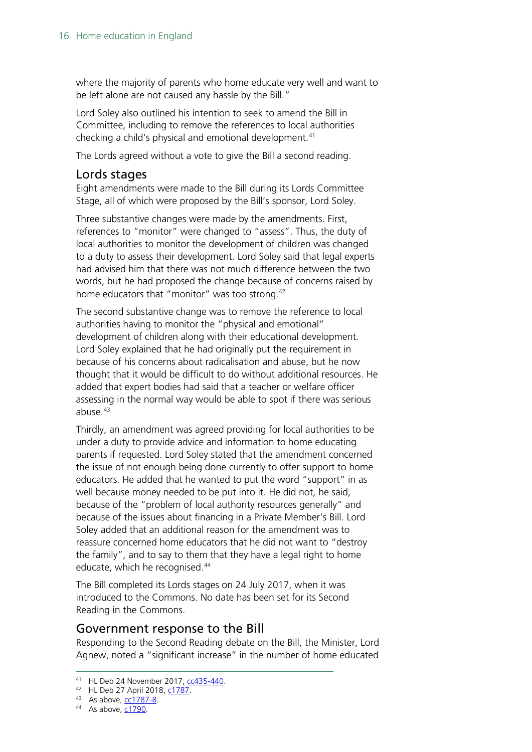where the majority of parents who home educate very well and want to be left alone are not caused any hassle by the Bill."

Lord Soley also outlined his intention to seek to amend the Bill in Committee, including to remove the references to local authorities checking a child's physical and emotional development.[41]

The Lords agreed without a vote to give the Bill a second reading.

## Lords stages

Eight amendments were made to the Bill during its Lords Committee Stage, all of which were proposed by the Bill's sponsor, Lord Soley.

Three substantive changes were made by the amendments. First, references to "monitor" were changed to "assess". Thus, the duty of local authorities to monitor the development of children was changed to a duty to assess their development. Lord Soley said that legal experts had advised him that there was not much difference between the two words, but he had proposed the change because of concerns raised by home educators that "monitor" was too strong.[42]

The second substantive change was to remove the reference to local authorities having to monitor the "physical and emotional" development of children along with their educational development. Lord Soley explained that he had originally put the requirement in because of his concerns about radicalisation and abuse, but he now thought that it would be difficult to do without additional resources. He added that expert bodies had said that a teacher or welfare officer assessing in the normal way would be able to spot if there was serious abuse.[43]

Thirdly, an amendment was agreed providing for local authorities to be under a duty to provide advice and information to home educating parents if requested. Lord Soley stated that the amendment concerned the issue of not enough being done currently to offer support to home educators. He added that he wanted to put the word "support" in as well because money needed to be put into it. He did not, he said, because of the "problem of local authority resources generally" and because of the issues about financing in a Private Member's Bill. Lord Soley added that an additional reason for the amendment was to reassure concerned home educators that he did not want to "destroy the family", and to say to them that they have a legal right to home educate, which he recognised.[44]

The Bill completed its Lords stages on 24 July 2017, when it was introduced to the Commons. No date has been set for its Second Reading in the Commons.

## Government response to the Bill

Responding to the Second Reading debate on the Bill, the Minister, Lord Agnew, noted a "significant increase" in the number of home educated

---

[41] HL Deb 24 November 2017, cc435-440.

[42] HL Deb 27 April 2018, c1787.

[43] As above, cc1787-8.

[44] As above, c1790.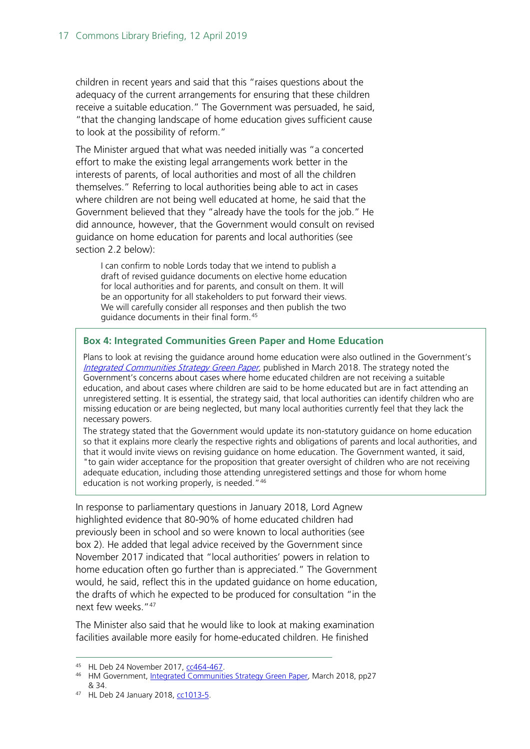children in recent years and said that this "raises questions about the adequacy of the current arrangements for ensuring that these children receive a suitable education." The Government was persuaded, he said, "that the changing landscape of home education gives sufficient cause to look at the possibility of reform."

The Minister argued that what was needed initially was "a concerted effort to make the existing legal arrangements work better in the interests of parents, of local authorities and most of all the children themselves." Referring to local authorities being able to act in cases where children are not being well educated at home, he said that the Government believed that they "already have the tools for the job." He did announce, however, that the Government would consult on revised guidance on home education for parents and local authorities (see section 2.2 below):

> I can confirm to noble Lords today that we intend to publish a draft of revised guidance documents on elective home education for local authorities and for parents, and consult on them. It will be an opportunity for all stakeholders to put forward their views. We will carefully consider all responses and then publish the two guidance documents in their final form.[45]

> **Box 4: Integrated Communities Green Paper and Home Education**
>
> Plans to look at revising the guidance around home education were also outlined in the Government's *Integrated Communities Strategy Green Paper*, published in March 2018. The strategy noted the Government's concerns about cases where home educated children are not receiving a suitable education, and about cases where children are said to be home educated but are in fact attending an unregistered setting. It is essential, the strategy said, that local authorities can identify children who are missing education or are being neglected, but many local authorities currently feel that they lack the necessary powers.
>
> The strategy stated that the Government would update its non-statutory guidance on home education so that it explains more clearly the respective rights and obligations of parents and local authorities, and that it would invite views on revising guidance on home education. The Government wanted, it said, "to gain wider acceptance for the proposition that greater oversight of children who are not receiving adequate education, including those attending unregistered settings and those for whom home education is not working properly, is needed."[46]

In response to parliamentary questions in January 2018, Lord Agnew highlighted evidence that 80-90% of home educated children had previously been in school and so were known to local authorities (see box 2). He added that legal advice received by the Government since November 2017 indicated that "local authorities' powers in relation to home education often go further than is appreciated." The Government would, he said, reflect this in the updated guidance on home education, the drafts of which he expected to be produced for consultation "in the next few weeks."[47]

The Minister also said that he would like to look at making examination facilities available more easily for home-educated children. He finished

---

[45] HL Deb 24 November 2017, cc464-467.

[46] HM Government, Integrated Communities Strategy Green Paper, March 2018, pp27 & 34.

[47] HL Deb 24 January 2018, cc1013-5.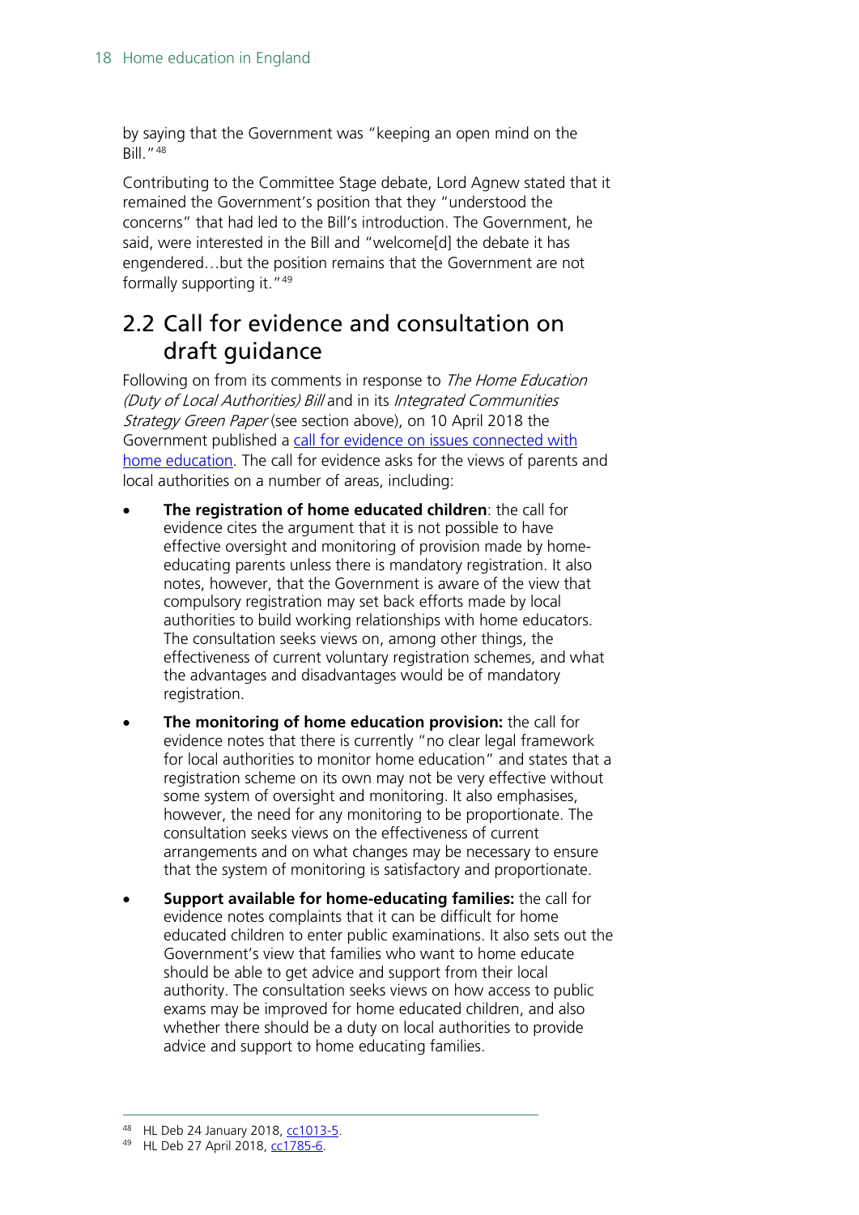by saying that the Government was "keeping an open mind on the Bill."[48]

Contributing to the Committee Stage debate, Lord Agnew stated that it remained the Government's position that they "understood the concerns" that had led to the Bill's introduction. The Government, he said, were interested in the Bill and "welcome[d] the debate it has engendered…but the position remains that the Government are not formally supporting it."[49]

## 2.2 Call for evidence and consultation on draft guidance

Following on from its comments in response to *The Home Education (Duty of Local Authorities) Bill* and in its *Integrated Communities Strategy Green Paper* (see section above), on 10 April 2018 the Government published a call for evidence on issues connected with home education. The call for evidence asks for the views of parents and local authorities on a number of areas, including:

- **The registration of home educated children**: the call for evidence cites the argument that it is not possible to have effective oversight and monitoring of provision made by home-educating parents unless there is mandatory registration. It also notes, however, that the Government is aware of the view that compulsory registration may set back efforts made by local authorities to build working relationships with home educators. The consultation seeks views on, among other things, the effectiveness of current voluntary registration schemes, and what the advantages and disadvantages would be of mandatory registration.
- **The monitoring of home education provision:** the call for evidence notes that there is currently "no clear legal framework for local authorities to monitor home education" and states that a registration scheme on its own may not be very effective without some system of oversight and monitoring. It also emphasises, however, the need for any monitoring to be proportionate. The consultation seeks views on the effectiveness of current arrangements and on what changes may be necessary to ensure that the system of monitoring is satisfactory and proportionate.
- **Support available for home-educating families:** the call for evidence notes complaints that it can be difficult for home educated children to enter public examinations. It also sets out the Government's view that families who want to home educate should be able to get advice and support from their local authority. The consultation seeks views on how access to public exams may be improved for home educated children, and also whether there should be a duty on local authorities to provide advice and support to home educating families.

---

48 HL Deb 24 January 2018, cc1013-5.

49 HL Deb 27 April 2018, cc1785-6.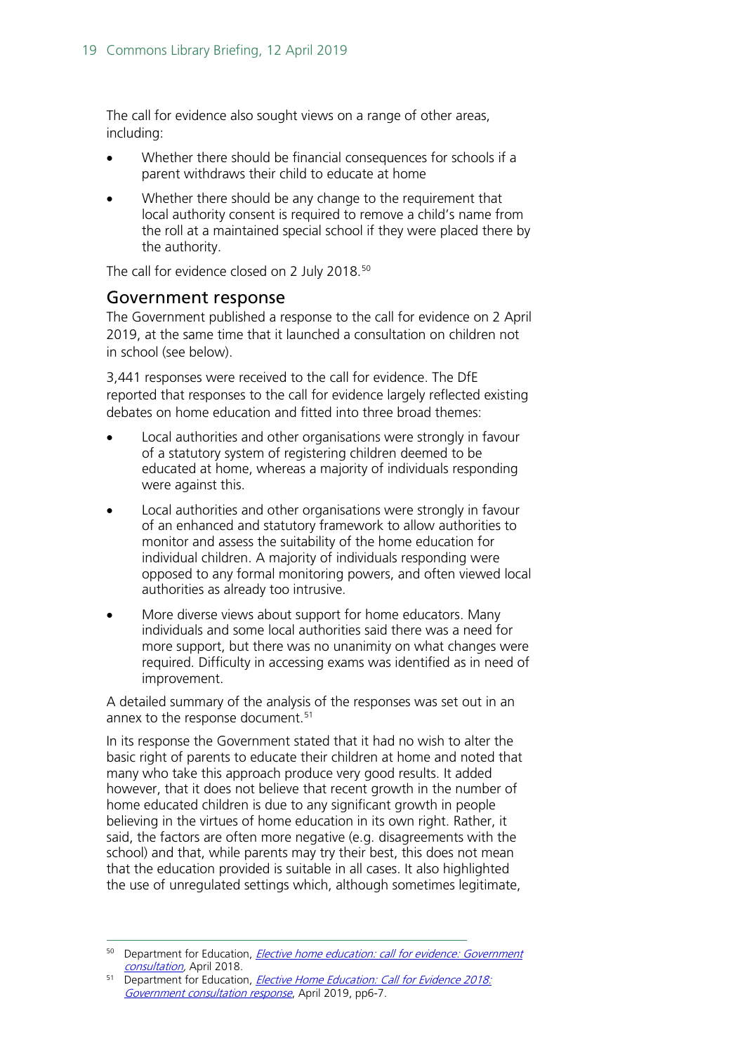The call for evidence also sought views on a range of other areas, including:

- Whether there should be financial consequences for schools if a parent withdraws their child to educate at home
- Whether there should be any change to the requirement that local authority consent is required to remove a child's name from the roll at a maintained special school if they were placed there by the authority.

The call for evidence closed on 2 July 2018.[50]

## Government response

The Government published a response to the call for evidence on 2 April 2019, at the same time that it launched a consultation on children not in school (see below).

3,441 responses were received to the call for evidence. The DfE reported that responses to the call for evidence largely reflected existing debates on home education and fitted into three broad themes:

- Local authorities and other organisations were strongly in favour of a statutory system of registering children deemed to be educated at home, whereas a majority of individuals responding were against this.
- Local authorities and other organisations were strongly in favour of an enhanced and statutory framework to allow authorities to monitor and assess the suitability of the home education for individual children. A majority of individuals responding were opposed to any formal monitoring powers, and often viewed local authorities as already too intrusive.
- More diverse views about support for home educators. Many individuals and some local authorities said there was a need for more support, but there was no unanimity on what changes were required. Difficulty in accessing exams was identified as in need of improvement.

A detailed summary of the analysis of the responses was set out in an annex to the response document.[51]

In its response the Government stated that it had no wish to alter the basic right of parents to educate their children at home and noted that many who take this approach produce very good results. It added however, that it does not believe that recent growth in the number of home educated children is due to any significant growth in people believing in the virtues of home education in its own right. Rather, it said, the factors are often more negative (e.g. disagreements with the school) and that, while parents may try their best, this does not mean that the education provided is suitable in all cases. It also highlighted the use of unregulated settings which, although sometimes legitimate,

---

[50] Department for Education, *Elective home education: call for evidence: Government consultation*, April 2018.

[51] Department for Education, *Elective Home Education: Call for Evidence 2018: Government consultation response*, April 2019, pp6-7.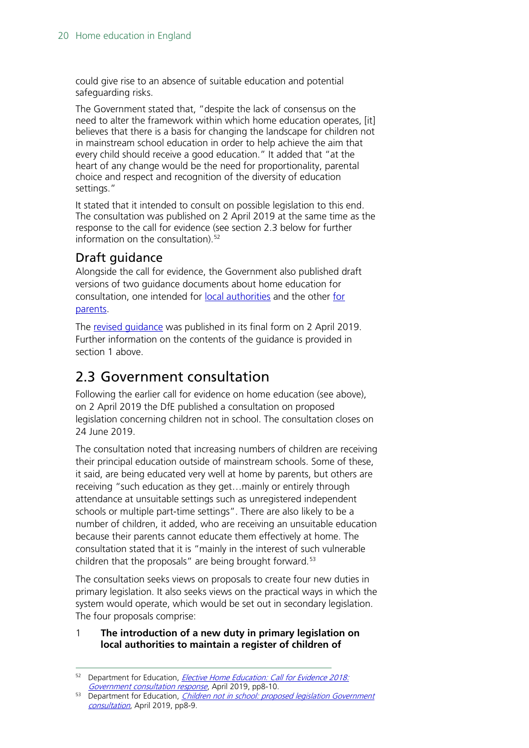could give rise to an absence of suitable education and potential safeguarding risks.

The Government stated that, "despite the lack of consensus on the need to alter the framework within which home education operates, [it] believes that there is a basis for changing the landscape for children not in mainstream school education in order to help achieve the aim that every child should receive a good education." It added that "at the heart of any change would be the need for proportionality, parental choice and respect and recognition of the diversity of education settings."

It stated that it intended to consult on possible legislation to this end. The consultation was published on 2 April 2019 at the same time as the response to the call for evidence (see section 2.3 below for further information on the consultation).[52]

### Draft guidance

Alongside the call for evidence, the Government also published draft versions of two guidance documents about home education for consultation, one intended for local authorities and the other for parents.

The revised guidance was published in its final form on 2 April 2019. Further information on the contents of the guidance is provided in section 1 above.

## 2.3 Government consultation

Following the earlier call for evidence on home education (see above), on 2 April 2019 the DfE published a consultation on proposed legislation concerning children not in school. The consultation closes on 24 June 2019.

The consultation noted that increasing numbers of children are receiving their principal education outside of mainstream schools. Some of these, it said, are being educated very well at home by parents, but others are receiving "such education as they get…mainly or entirely through attendance at unsuitable settings such as unregistered independent schools or multiple part-time settings". There are also likely to be a number of children, it added, who are receiving an unsuitable education because their parents cannot educate them effectively at home. The consultation stated that it is "mainly in the interest of such vulnerable children that the proposals" are being brought forward.[53]

The consultation seeks views on proposals to create four new duties in primary legislation. It also seeks views on the practical ways in which the system would operate, which would be set out in secondary legislation. The four proposals comprise:

1. **The introduction of a new duty in primary legislation on local authorities to maintain a register of children of**

---

[52] Department for Education, *Elective Home Education: Call for Evidence 2018: Government consultation response*, April 2019, pp8-10.

[53] Department for Education, *Children not in school: proposed legislation Government consultation*, April 2019, pp8-9.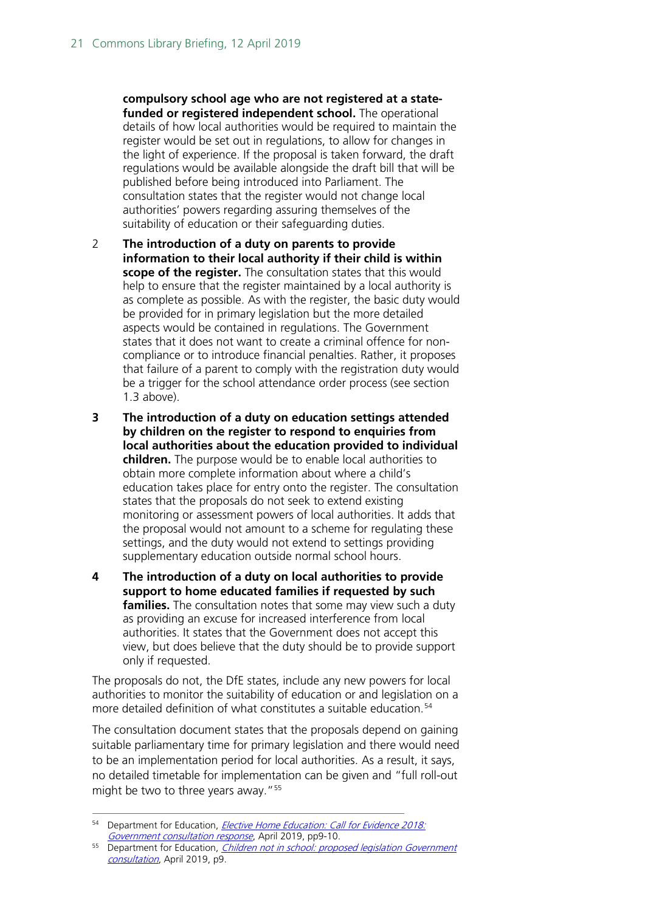**compulsory school age who are not registered at a state-funded or registered independent school.** The operational details of how local authorities would be required to maintain the register would be set out in regulations, to allow for changes in the light of experience. If the proposal is taken forward, the draft regulations would be available alongside the draft bill that will be published before being introduced into Parliament. The consultation states that the register would not change local authorities' powers regarding assuring themselves of the suitability of education or their safeguarding duties.

2. **The introduction of a duty on parents to provide information to their local authority if their child is within scope of the register.** The consultation states that this would help to ensure that the register maintained by a local authority is as complete as possible. As with the register, the basic duty would be provided for in primary legislation but the more detailed aspects would be contained in regulations. The Government states that it does not want to create a criminal offence for non-compliance or to introduce financial penalties. Rather, it proposes that failure of a parent to comply with the registration duty would be a trigger for the school attendance order process (see section 1.3 above).

3. **The introduction of a duty on education settings attended by children on the register to respond to enquiries from local authorities about the education provided to individual children.** The purpose would be to enable local authorities to obtain more complete information about where a child's education takes place for entry onto the register. The consultation states that the proposals do not seek to extend existing monitoring or assessment powers of local authorities. It adds that the proposal would not amount to a scheme for regulating these settings, and the duty would not extend to settings providing supplementary education outside normal school hours.

4. **The introduction of a duty on local authorities to provide support to home educated families if requested by such families.** The consultation notes that some may view such a duty as providing an excuse for increased interference from local authorities. It states that the Government does not accept this view, but does believe that the duty should be to provide support only if requested.

The proposals do not, the DfE states, include any new powers for local authorities to monitor the suitability of education or and legislation on a more detailed definition of what constitutes a suitable education.[54]

The consultation document states that the proposals depend on gaining suitable parliamentary time for primary legislation and there would need to be an implementation period for local authorities. As a result, it says, no detailed timetable for implementation can be given and "full roll-out might be two to three years away."[55]

---

[54] Department for Education, *Elective Home Education: Call for Evidence 2018: Government consultation response*, April 2019, pp9-10.

[55] Department for Education, *Children not in school: proposed legislation Government consultation*, April 2019, p9.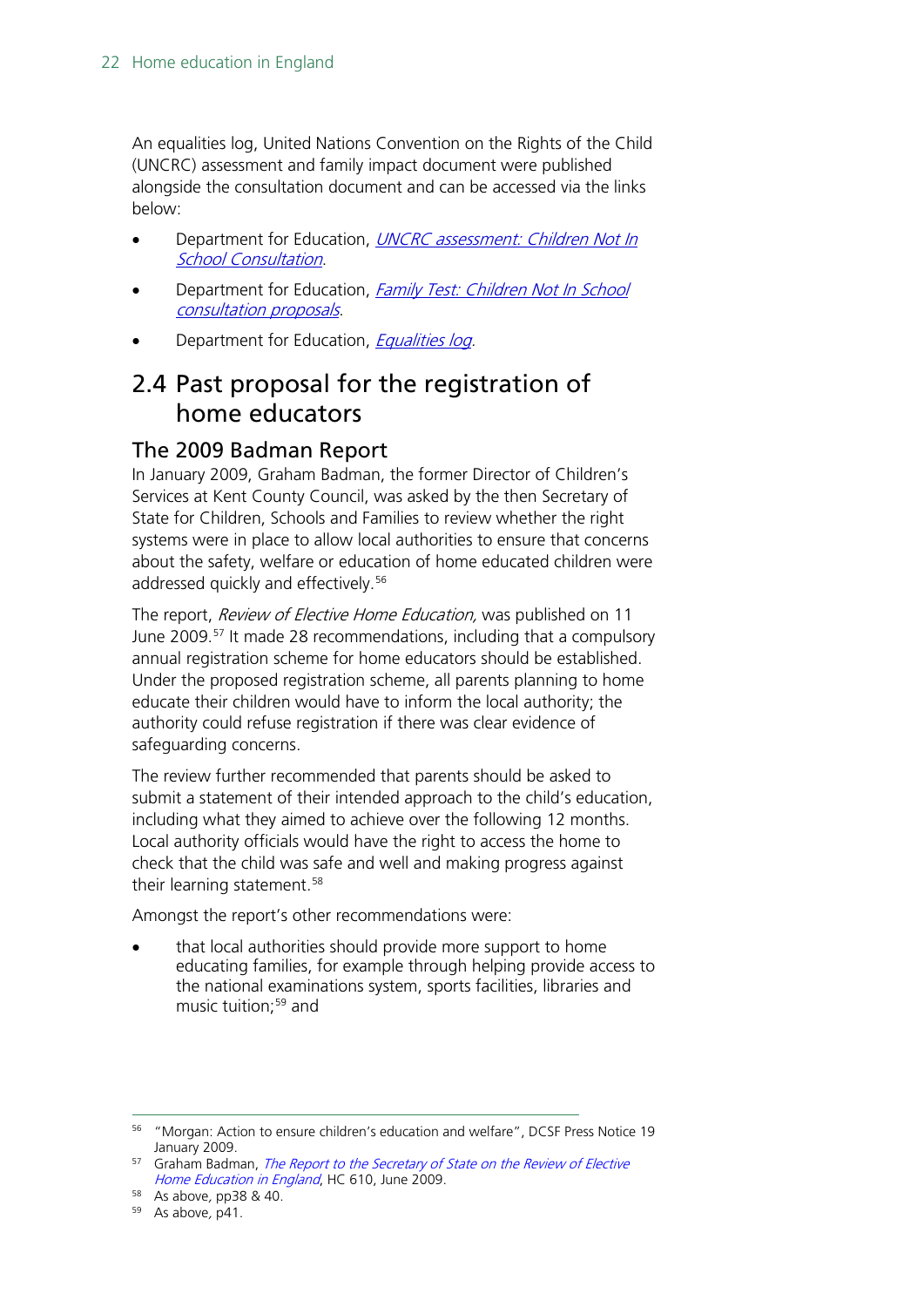An equalities log, United Nations Convention on the Rights of the Child (UNCRC) assessment and family impact document were published alongside the consultation document and can be accessed via the links below:

- Department for Education, *UNCRC assessment: Children Not In School Consultation*.
- Department for Education, *Family Test: Children Not In School consultation proposals*.
- Department for Education, *Equalities log*.

## 2.4 Past proposal for the registration of home educators

### The 2009 Badman Report

In January 2009, Graham Badman, the former Director of Children's Services at Kent County Council, was asked by the then Secretary of State for Children, Schools and Families to review whether the right systems were in place to allow local authorities to ensure that concerns about the safety, welfare or education of home educated children were addressed quickly and effectively.[56]

The report, *Review of Elective Home Education,* was published on 11 June 2009.[57] It made 28 recommendations, including that a compulsory annual registration scheme for home educators should be established. Under the proposed registration scheme, all parents planning to home educate their children would have to inform the local authority; the authority could refuse registration if there was clear evidence of safeguarding concerns.

The review further recommended that parents should be asked to submit a statement of their intended approach to the child's education, including what they aimed to achieve over the following 12 months. Local authority officials would have the right to access the home to check that the child was safe and well and making progress against their learning statement.[58]

Amongst the report's other recommendations were:

- that local authorities should provide more support to home educating families, for example through helping provide access to the national examinations system, sports facilities, libraries and music tuition;[59] and

---

[56] "Morgan: Action to ensure children's education and welfare", DCSF Press Notice 19 January 2009.

[57] Graham Badman, *The Report to the Secretary of State on the Review of Elective Home Education in England*, HC 610, June 2009.

[58] As above, pp38 & 40.

[59] As above, p41.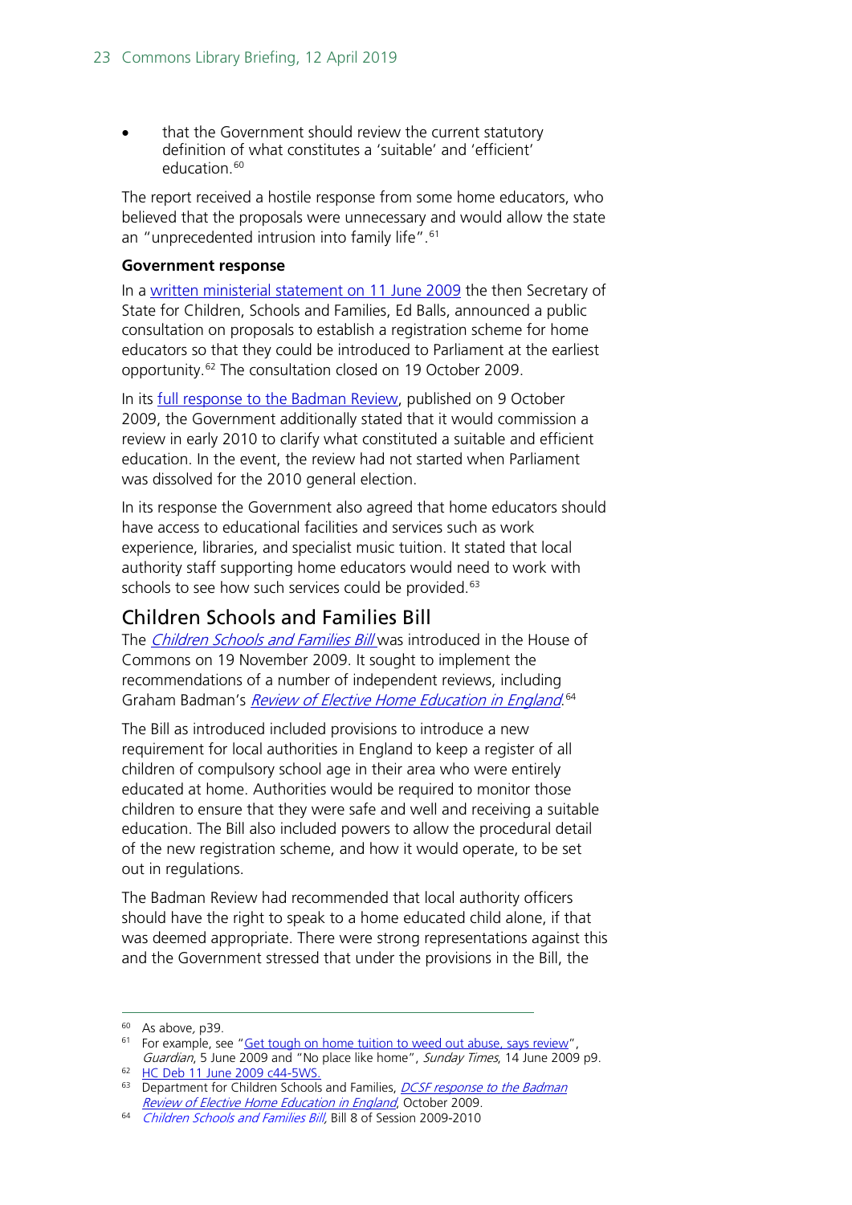- that the Government should review the current statutory definition of what constitutes a 'suitable' and 'efficient' education.[60]

The report received a hostile response from some home educators, who believed that the proposals were unnecessary and would allow the state an "unprecedented intrusion into family life".[61]

**Government response**

In a written ministerial statement on 11 June 2009 the then Secretary of State for Children, Schools and Families, Ed Balls, announced a public consultation on proposals to establish a registration scheme for home educators so that they could be introduced to Parliament at the earliest opportunity.[62] The consultation closed on 19 October 2009.

In its full response to the Badman Review, published on 9 October 2009, the Government additionally stated that it would commission a review in early 2010 to clarify what constituted a suitable and efficient education. In the event, the review had not started when Parliament was dissolved for the 2010 general election.

In its response the Government also agreed that home educators should have access to educational facilities and services such as work experience, libraries, and specialist music tuition. It stated that local authority staff supporting home educators would need to work with schools to see how such services could be provided.[63]

## Children Schools and Families Bill

The *Children Schools and Families Bill* was introduced in the House of Commons on 19 November 2009. It sought to implement the recommendations of a number of independent reviews, including Graham Badman's *Review of Elective Home Education in England*.[64]

The Bill as introduced included provisions to introduce a new requirement for local authorities in England to keep a register of all children of compulsory school age in their area who were entirely educated at home. Authorities would be required to monitor those children to ensure that they were safe and well and receiving a suitable education. The Bill also included powers to allow the procedural detail of the new registration scheme, and how it would operate, to be set out in regulations.

The Badman Review had recommended that local authority officers should have the right to speak to a home educated child alone, if that was deemed appropriate. There were strong representations against this and the Government stressed that under the provisions in the Bill, the

---

[60] As above, p39.

[61] For example, see "Get tough on home tuition to weed out abuse, says review", *Guardian*, 5 June 2009 and "No place like home", *Sunday Times*, 14 June 2009 p9.

[62] HC Deb 11 June 2009 c44-5WS.

[63] Department for Children Schools and Families, *DCSF response to the Badman Review of Elective Home Education in England*, October 2009.

[64] *Children Schools and Families Bill*, Bill 8 of Session 2009-2010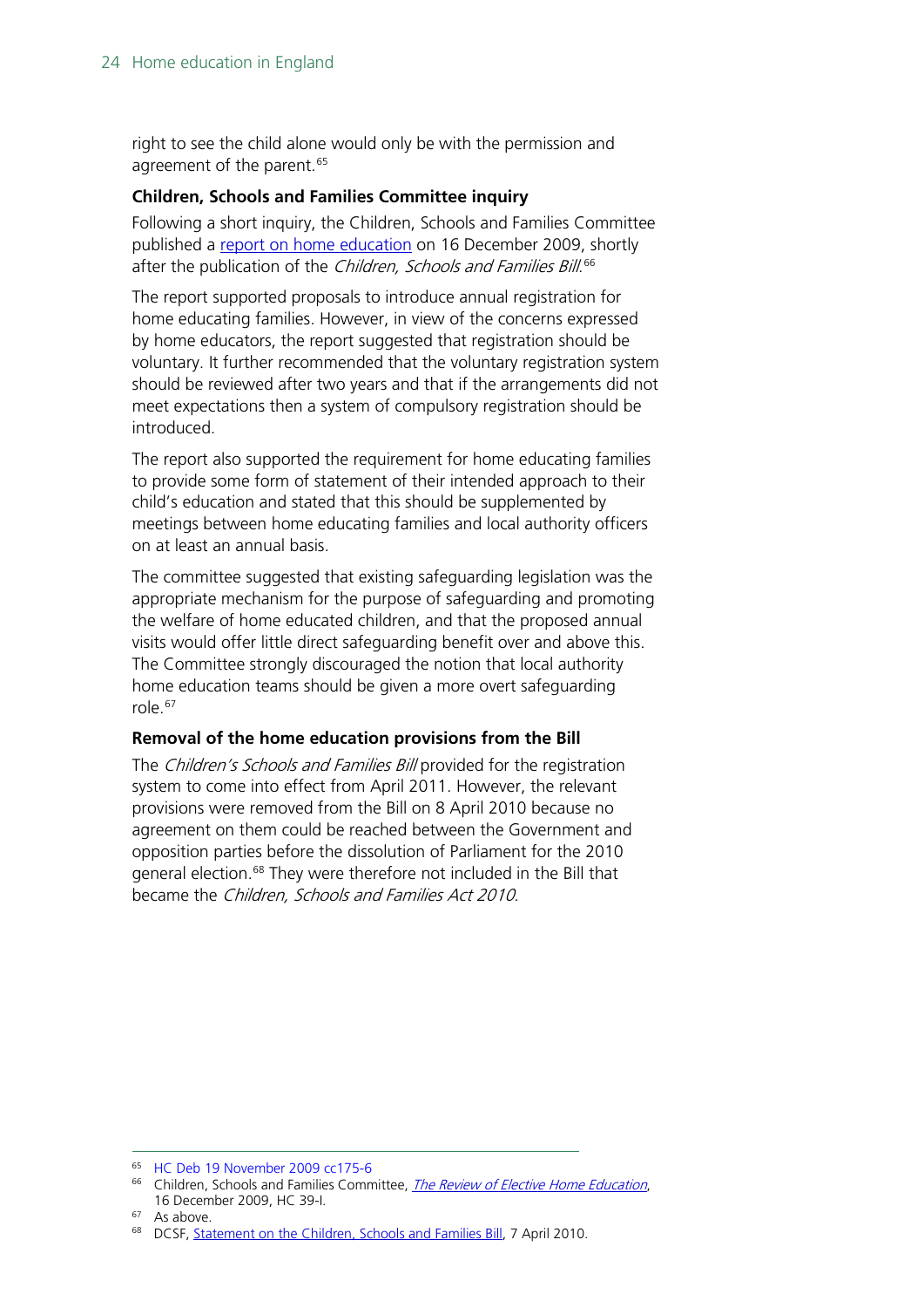right to see the child alone would only be with the permission and agreement of the parent.[65]

### Children, Schools and Families Committee inquiry

Following a short inquiry, the Children, Schools and Families Committee published a report on home education on 16 December 2009, shortly after the publication of the *Children, Schools and Families Bill*.[66]

The report supported proposals to introduce annual registration for home educating families. However, in view of the concerns expressed by home educators, the report suggested that registration should be voluntary. It further recommended that the voluntary registration system should be reviewed after two years and that if the arrangements did not meet expectations then a system of compulsory registration should be introduced.

The report also supported the requirement for home educating families to provide some form of statement of their intended approach to their child's education and stated that this should be supplemented by meetings between home educating families and local authority officers on at least an annual basis.

The committee suggested that existing safeguarding legislation was the appropriate mechanism for the purpose of safeguarding and promoting the welfare of home educated children, and that the proposed annual visits would offer little direct safeguarding benefit over and above this. The Committee strongly discouraged the notion that local authority home education teams should be given a more overt safeguarding role.[67]

### Removal of the home education provisions from the Bill

The *Children's Schools and Families Bill* provided for the registration system to come into effect from April 2011. However, the relevant provisions were removed from the Bill on 8 April 2010 because no agreement on them could be reached between the Government and opposition parties before the dissolution of Parliament for the 2010 general election.[68] They were therefore not included in the Bill that became the *Children, Schools and Families Act 2010*.

---

[65] HC Deb 19 November 2009 cc175-6

[66] Children, Schools and Families Committee, *The Review of Elective Home Education*, 16 December 2009, HC 39-I.

[67] As above.

[68] DCSF, Statement on the Children, Schools and Families Bill, 7 April 2010.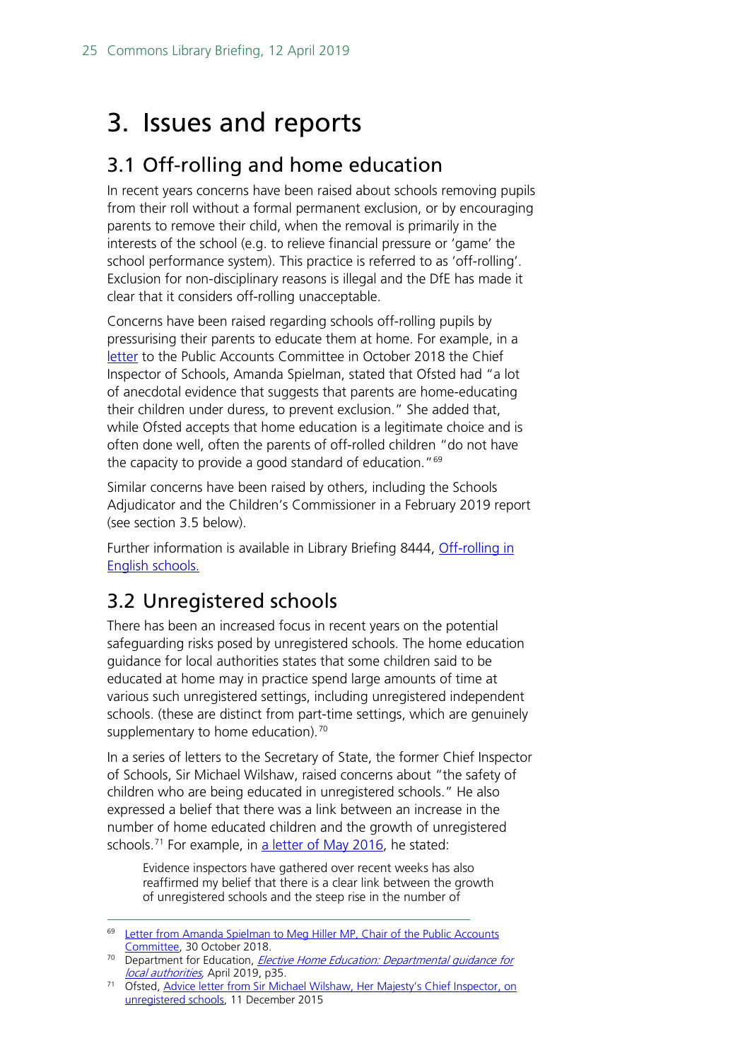# 3. Issues and reports

## 3.1 Off-rolling and home education

In recent years concerns have been raised about schools removing pupils from their roll without a formal permanent exclusion, or by encouraging parents to remove their child, when the removal is primarily in the interests of the school (e.g. to relieve financial pressure or 'game' the school performance system). This practice is referred to as 'off-rolling'. Exclusion for non-disciplinary reasons is illegal and the DfE has made it clear that it considers off-rolling unacceptable.

Concerns have been raised regarding schools off-rolling pupils by pressurising their parents to educate them at home. For example, in a letter to the Public Accounts Committee in October 2018 the Chief Inspector of Schools, Amanda Spielman, stated that Ofsted had "a lot of anecdotal evidence that suggests that parents are home-educating their children under duress, to prevent exclusion." She added that, while Ofsted accepts that home education is a legitimate choice and is often done well, often the parents of off-rolled children "do not have the capacity to provide a good standard of education."[69]

Similar concerns have been raised by others, including the Schools Adjudicator and the Children's Commissioner in a February 2019 report (see section 3.5 below).

Further information is available in Library Briefing 8444, Off-rolling in English schools.

## 3.2 Unregistered schools

There has been an increased focus in recent years on the potential safeguarding risks posed by unregistered schools. The home education guidance for local authorities states that some children said to be educated at home may in practice spend large amounts of time at various such unregistered settings, including unregistered independent schools. (these are distinct from part-time settings, which are genuinely supplementary to home education).[70]

In a series of letters to the Secretary of State, the former Chief Inspector of Schools, Sir Michael Wilshaw, raised concerns about "the safety of children who are being educated in unregistered schools." He also expressed a belief that there was a link between an increase in the number of home educated children and the growth of unregistered schools.[71] For example, in a letter of May 2016, he stated:

> Evidence inspectors have gathered over recent weeks has also reaffirmed my belief that there is a clear link between the growth of unregistered schools and the steep rise in the number of

---

[69] Letter from Amanda Spielman to Meg Hiller MP, Chair of the Public Accounts Committee, 30 October 2018.

[70] Department for Education, *Elective Home Education: Departmental guidance for local authorities*, April 2019, p35.

[71] Ofsted, Advice letter from Sir Michael Wilshaw, Her Majesty's Chief Inspector, on unregistered schools, 11 December 2015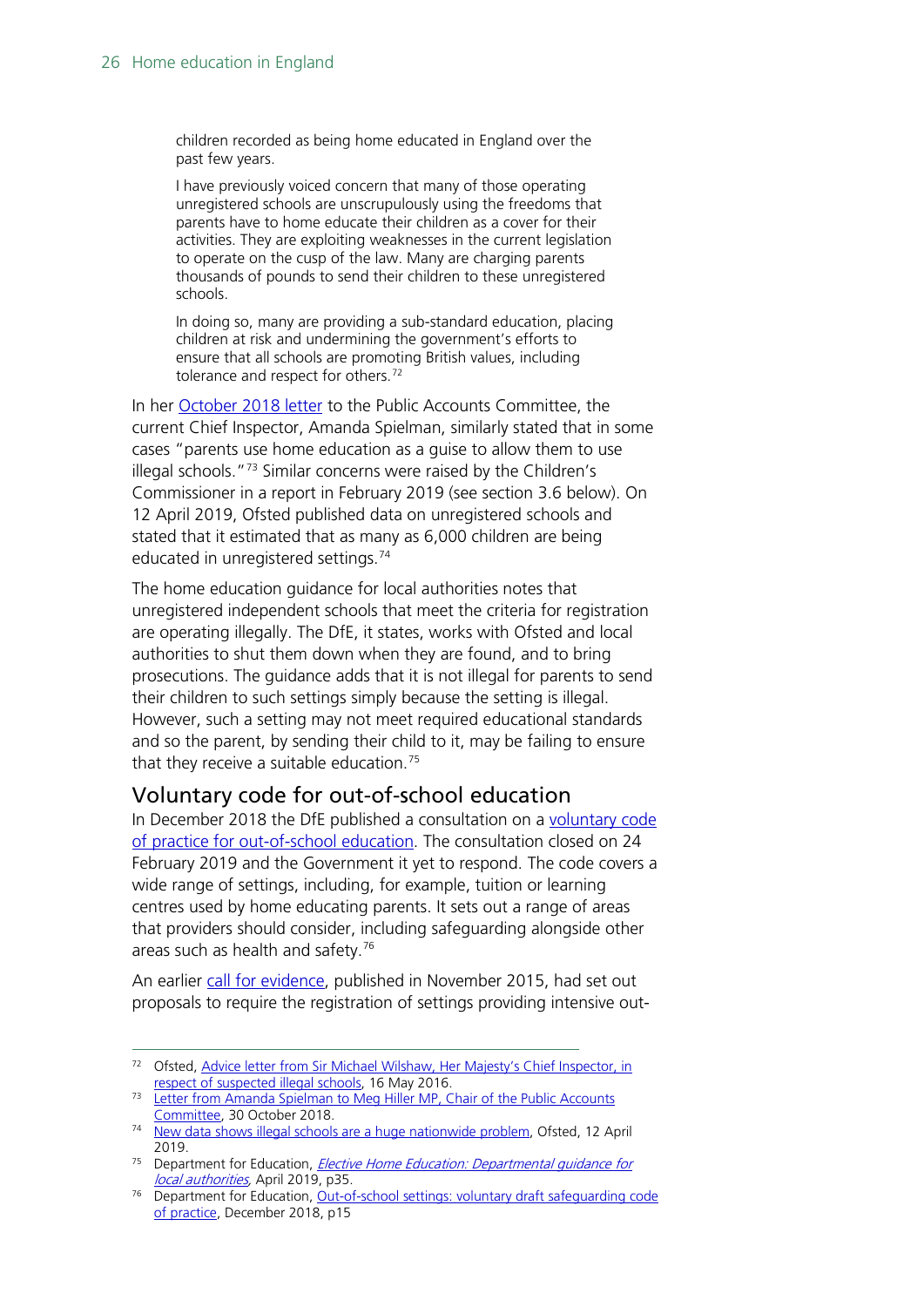> children recorded as being home educated in England over the past few years.
>
> I have previously voiced concern that many of those operating unregistered schools are unscrupulously using the freedoms that parents have to home educate their children as a cover for their activities. They are exploiting weaknesses in the current legislation to operate on the cusp of the law. Many are charging parents thousands of pounds to send their children to these unregistered schools.
>
> In doing so, many are providing a sub-standard education, placing children at risk and undermining the government's efforts to ensure that all schools are promoting British values, including tolerance and respect for others.[72]

In her [October 2018 letter](#) to the Public Accounts Committee, the current Chief Inspector, Amanda Spielman, similarly stated that in some cases "parents use home education as a guise to allow them to use illegal schools."[73] Similar concerns were raised by the Children's Commissioner in a report in February 2019 (see section 3.6 below). On 12 April 2019, Ofsted published data on unregistered schools and stated that it estimated that as many as 6,000 children are being educated in unregistered settings.[74]

The home education guidance for local authorities notes that unregistered independent schools that meet the criteria for registration are operating illegally. The DfE, it states, works with Ofsted and local authorities to shut them down when they are found, and to bring prosecutions. The guidance adds that it is not illegal for parents to send their children to such settings simply because the setting is illegal. However, such a setting may not meet required educational standards and so the parent, by sending their child to it, may be failing to ensure that they receive a suitable education.[75]

## Voluntary code for out-of-school education

In December 2018 the DfE published a consultation on a [voluntary code of practice for out-of-school education](#). The consultation closed on 24 February 2019 and the Government it yet to respond. The code covers a wide range of settings, including, for example, tuition or learning centres used by home educating parents. It sets out a range of areas that providers should consider, including safeguarding alongside other areas such as health and safety.[76]

An earlier [call for evidence](#), published in November 2015, had set out proposals to require the registration of settings providing intensive out-

---

[72] Ofsted, [Advice letter from Sir Michael Wilshaw, Her Majesty's Chief Inspector, in respect of suspected illegal schools](#), 16 May 2016.

[73] [Letter from Amanda Spielman to Meg Hiller MP, Chair of the Public Accounts Committee](#), 30 October 2018.

[74] [New data shows illegal schools are a huge nationwide problem](#), Ofsted, 12 April 2019.

[75] Department for Education, *[Elective Home Education: Departmental guidance for local authorities](#)*, April 2019, p35.

[76] Department for Education, [Out-of-school settings: voluntary draft safeguarding code of practice](#), December 2018, p15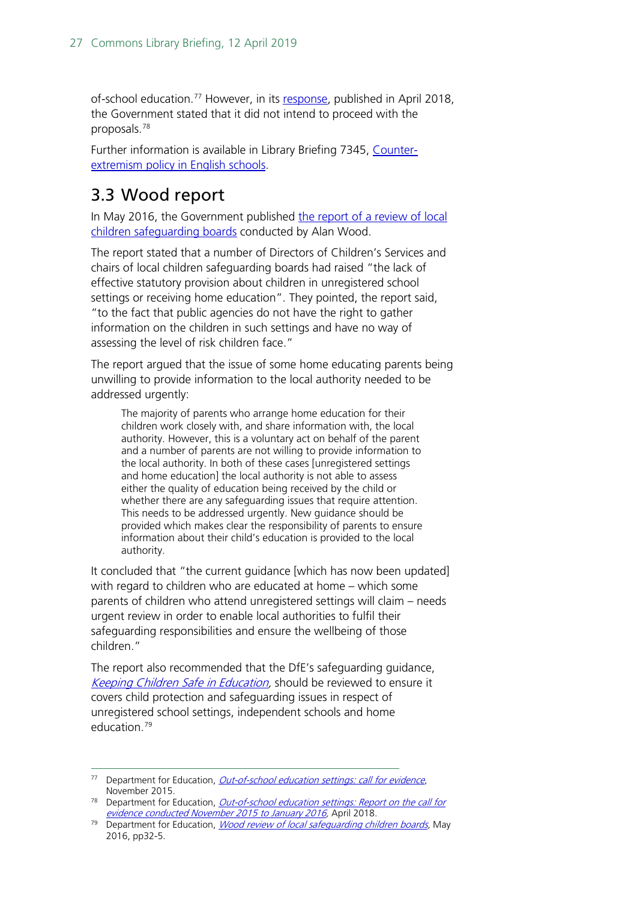of-school education.[77] However, in its response, published in April 2018, the Government stated that it did not intend to proceed with the proposals.[78]

Further information is available in Library Briefing 7345, Counter-extremism policy in English schools.

## 3.3 Wood report

In May 2016, the Government published the report of a review of local children safeguarding boards conducted by Alan Wood.

The report stated that a number of Directors of Children's Services and chairs of local children safeguarding boards had raised "the lack of effective statutory provision about children in unregistered school settings or receiving home education". They pointed, the report said, "to the fact that public agencies do not have the right to gather information on the children in such settings and have no way of assessing the level of risk children face."

The report argued that the issue of some home educating parents being unwilling to provide information to the local authority needed to be addressed urgently:

> The majority of parents who arrange home education for their children work closely with, and share information with, the local authority. However, this is a voluntary act on behalf of the parent and a number of parents are not willing to provide information to the local authority. In both of these cases [unregistered settings and home education] the local authority is not able to assess either the quality of education being received by the child or whether there are any safeguarding issues that require attention. This needs to be addressed urgently. New guidance should be provided which makes clear the responsibility of parents to ensure information about their child's education is provided to the local authority.

It concluded that "the current guidance [which has now been updated] with regard to children who are educated at home – which some parents of children who attend unregistered settings will claim – needs urgent review in order to enable local authorities to fulfil their safeguarding responsibilities and ensure the wellbeing of those children."

The report also recommended that the DfE's safeguarding guidance, *Keeping Children Safe in Education*, should be reviewed to ensure it covers child protection and safeguarding issues in respect of unregistered school settings, independent schools and home education.[79]

---

[77] Department for Education, *Out-of-school education settings: call for evidence*, November 2015.

[78] Department for Education, *Out-of-school education settings: Report on the call for evidence conducted November 2015 to January 2016*, April 2018.

[79] Department for Education, *Wood review of local safeguarding children boards*, May 2016, pp32-5.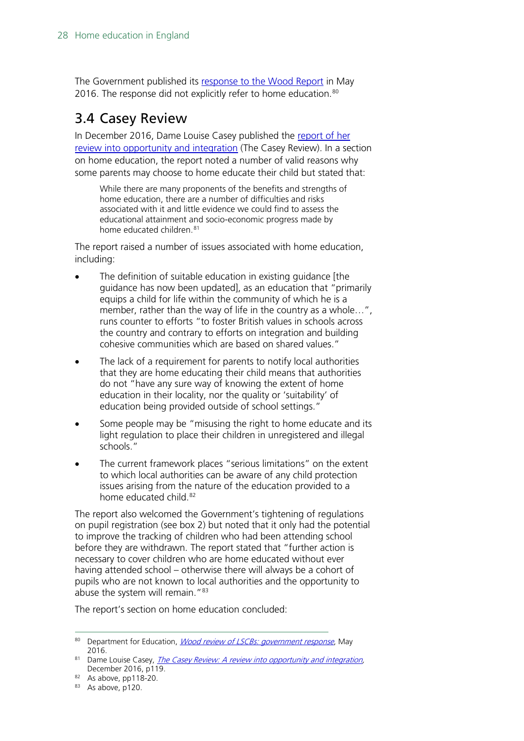The Government published its response to the Wood Report in May 2016. The response did not explicitly refer to home education.[80]

## 3.4 Casey Review

In December 2016, Dame Louise Casey published the report of her review into opportunity and integration (The Casey Review). In a section on home education, the report noted a number of valid reasons why some parents may choose to home educate their child but stated that:

> While there are many proponents of the benefits and strengths of home education, there are a number of difficulties and risks associated with it and little evidence we could find to assess the educational attainment and socio-economic progress made by home educated children.[81]

The report raised a number of issues associated with home education, including:

- The definition of suitable education in existing guidance [the guidance has now been updated], as an education that "primarily equips a child for life within the community of which he is a member, rather than the way of life in the country as a whole…", runs counter to efforts "to foster British values in schools across the country and contrary to efforts on integration and building cohesive communities which are based on shared values."
- The lack of a requirement for parents to notify local authorities that they are home educating their child means that authorities do not "have any sure way of knowing the extent of home education in their locality, nor the quality or 'suitability' of education being provided outside of school settings."
- Some people may be "misusing the right to home educate and its light regulation to place their children in unregistered and illegal schools."
- The current framework places "serious limitations" on the extent to which local authorities can be aware of any child protection issues arising from the nature of the education provided to a home educated child.[82]

The report also welcomed the Government's tightening of regulations on pupil registration (see box 2) but noted that it only had the potential to improve the tracking of children who had been attending school before they are withdrawn. The report stated that "further action is necessary to cover children who are home educated without ever having attended school – otherwise there will always be a cohort of pupils who are not known to local authorities and the opportunity to abuse the system will remain."[83]

The report's section on home education concluded:

---

[80] Department for Education, *Wood review of LSCBs: government response*, May 2016.

[81] Dame Louise Casey, *The Casey Review: A review into opportunity and integration*, December 2016, p119.

[82] As above, pp118-20.

[83] As above, p120.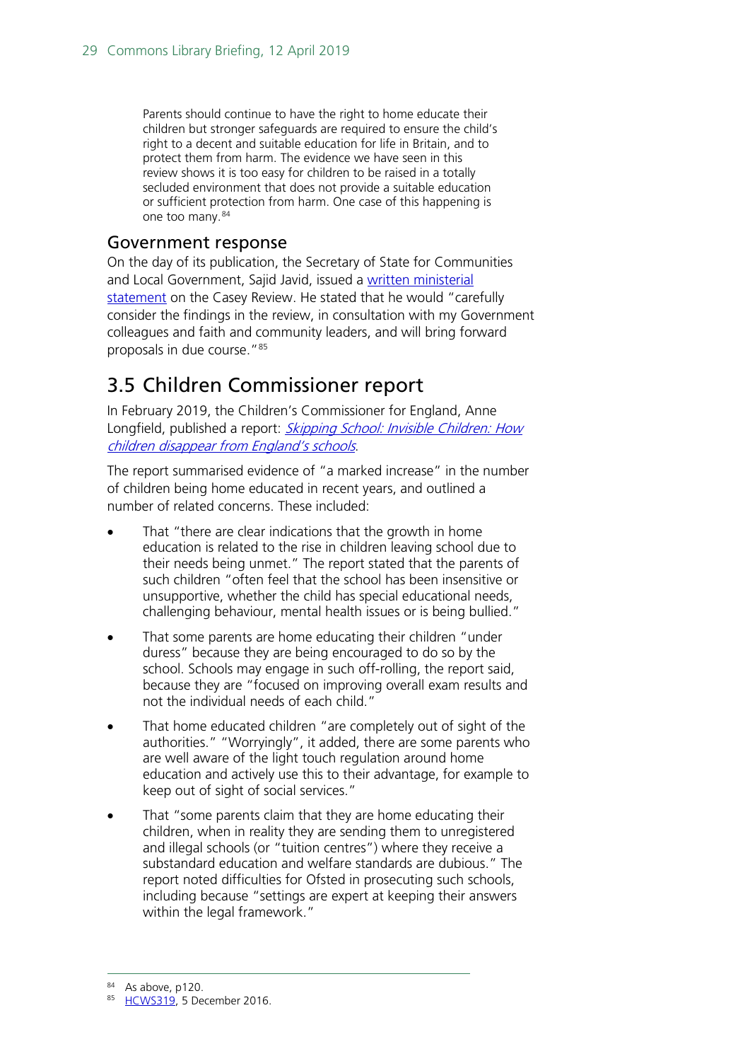> Parents should continue to have the right to home educate their children but stronger safeguards are required to ensure the child's right to a decent and suitable education for life in Britain, and to protect them from harm. The evidence we have seen in this review shows it is too easy for children to be raised in a totally secluded environment that does not provide a suitable education or sufficient protection from harm. One case of this happening is one too many.[84]

### Government response

On the day of its publication, the Secretary of State for Communities and Local Government, Sajid Javid, issued a written ministerial statement on the Casey Review. He stated that he would "carefully consider the findings in the review, in consultation with my Government colleagues and faith and community leaders, and will bring forward proposals in due course."[85]

## 3.5 Children Commissioner report

In February 2019, the Children's Commissioner for England, Anne Longfield, published a report: *Skipping School: Invisible Children: How children disappear from England's schools*.

The report summarised evidence of "a marked increase" in the number of children being home educated in recent years, and outlined a number of related concerns. These included:

- That "there are clear indications that the growth in home education is related to the rise in children leaving school due to their needs being unmet." The report stated that the parents of such children "often feel that the school has been insensitive or unsupportive, whether the child has special educational needs, challenging behaviour, mental health issues or is being bullied."
- That some parents are home educating their children "under duress" because they are being encouraged to do so by the school. Schools may engage in such off-rolling, the report said, because they are "focused on improving overall exam results and not the individual needs of each child."
- That home educated children "are completely out of sight of the authorities." "Worryingly", it added, there are some parents who are well aware of the light touch regulation around home education and actively use this to their advantage, for example to keep out of sight of social services."
- That "some parents claim that they are home educating their children, when in reality they are sending them to unregistered and illegal schools (or "tuition centres") where they receive a substandard education and welfare standards are dubious." The report noted difficulties for Ofsted in prosecuting such schools, including because "settings are expert at keeping their answers within the legal framework."

---

[84] As above, p120.

[85] HCWS319, 5 December 2016.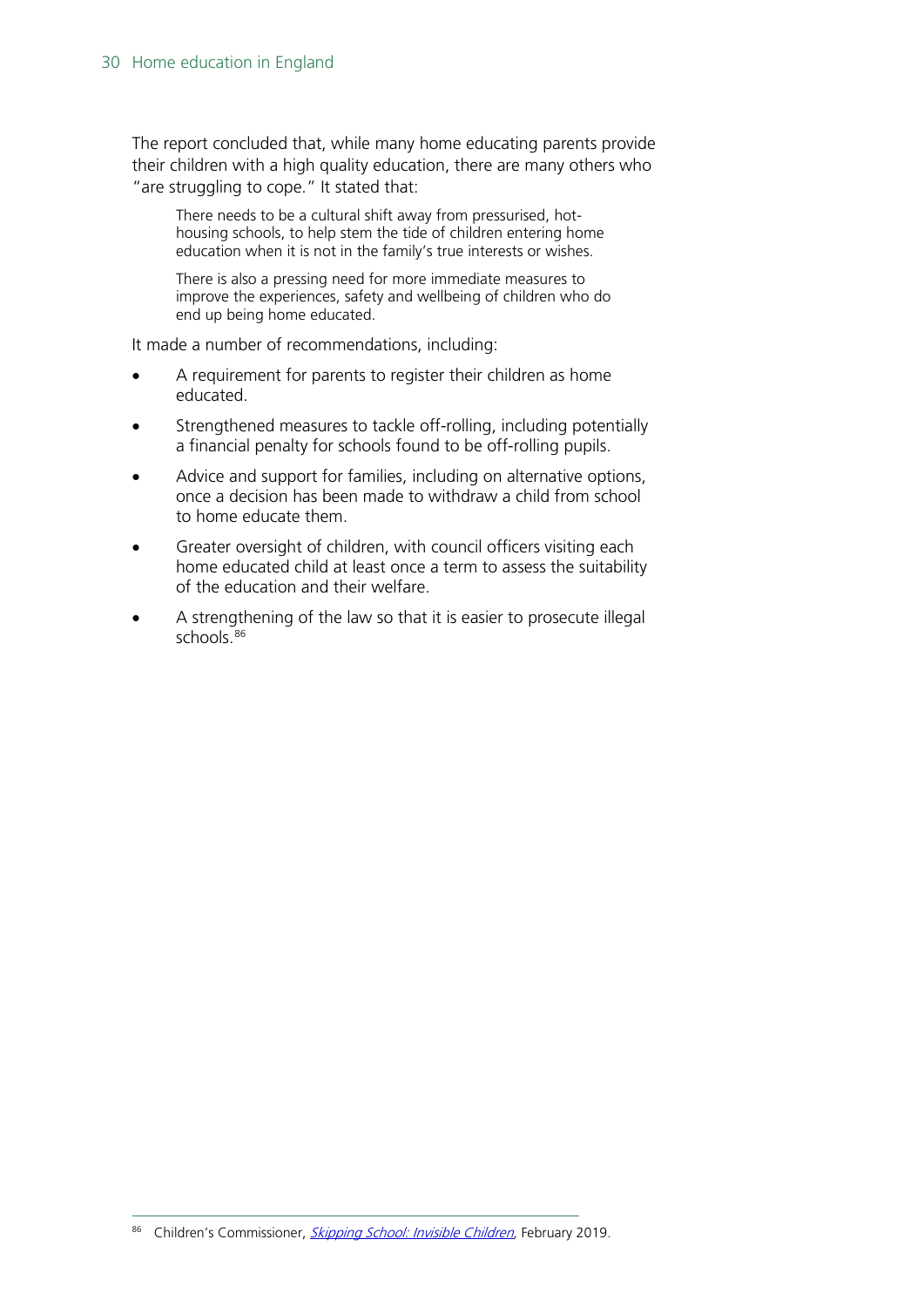The report concluded that, while many home educating parents provide their children with a high quality education, there are many others who "are struggling to cope." It stated that:

> There needs to be a cultural shift away from pressurised, hot-housing schools, to help stem the tide of children entering home education when it is not in the family's true interests or wishes.
>
> There is also a pressing need for more immediate measures to improve the experiences, safety and wellbeing of children who do end up being home educated.

It made a number of recommendations, including:

- A requirement for parents to register their children as home educated.
- Strengthened measures to tackle off-rolling, including potentially a financial penalty for schools found to be off-rolling pupils.
- Advice and support for families, including on alternative options, once a decision has been made to withdraw a child from school to home educate them.
- Greater oversight of children, with council officers visiting each home educated child at least once a term to assess the suitability of the education and their welfare.
- A strengthening of the law so that it is easier to prosecute illegal schools.[86]

---

[86] Children's Commissioner, *Skipping School: Invisible Children*, February 2019.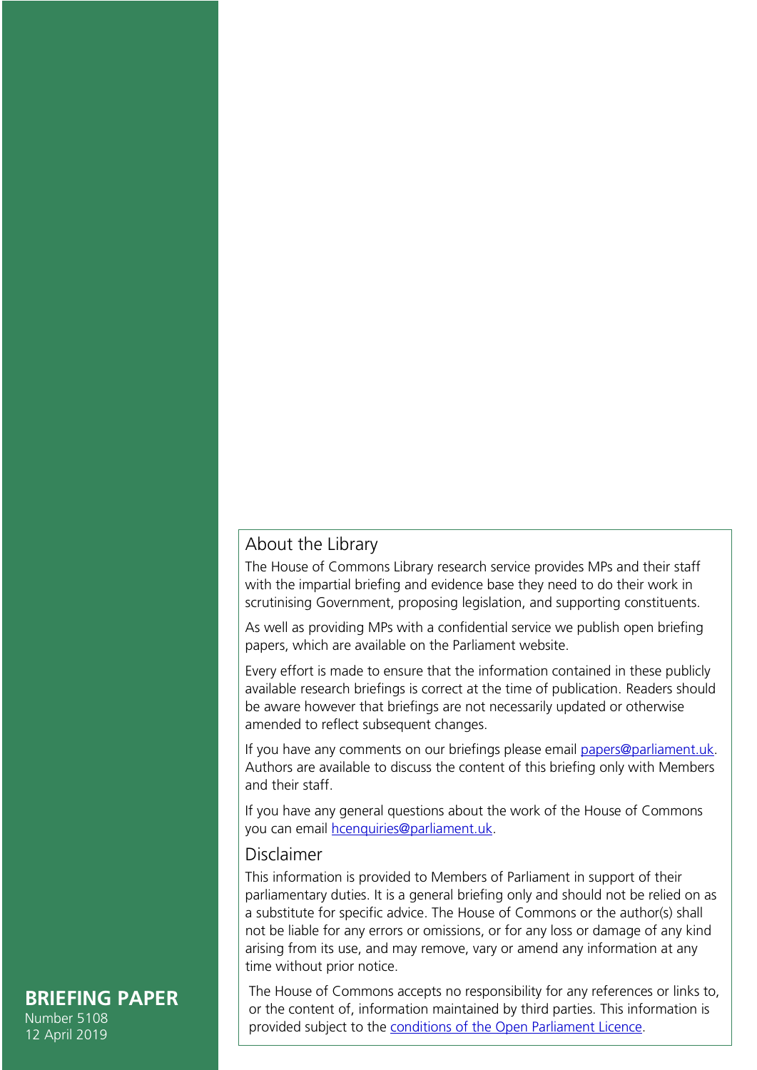## About the Library

The House of Commons Library research service provides MPs and their staff with the impartial briefing and evidence base they need to do their work in scrutinising Government, proposing legislation, and supporting constituents.

As well as providing MPs with a confidential service we publish open briefing papers, which are available on the Parliament website.

Every effort is made to ensure that the information contained in these publicly available research briefings is correct at the time of publication. Readers should be aware however that briefings are not necessarily updated or otherwise amended to reflect subsequent changes.

If you have any comments on our briefings please email papers@parliament.uk. Authors are available to discuss the content of this briefing only with Members and their staff.

If you have any general questions about the work of the House of Commons you can email hcenquiries@parliament.uk.

## Disclaimer

This information is provided to Members of Parliament in support of their parliamentary duties. It is a general briefing only and should not be relied on as a substitute for specific advice. The House of Commons or the author(s) shall not be liable for any errors or omissions, or for any loss or damage of any kind arising from its use, and may remove, vary or amend any information at any time without prior notice.

The House of Commons accepts no responsibility for any references or links to, or the content of, information maintained by third parties. This information is provided subject to the conditions of the Open Parliament Licence.

**BRIEFING PAPER**
Number 5108
12 April 2019